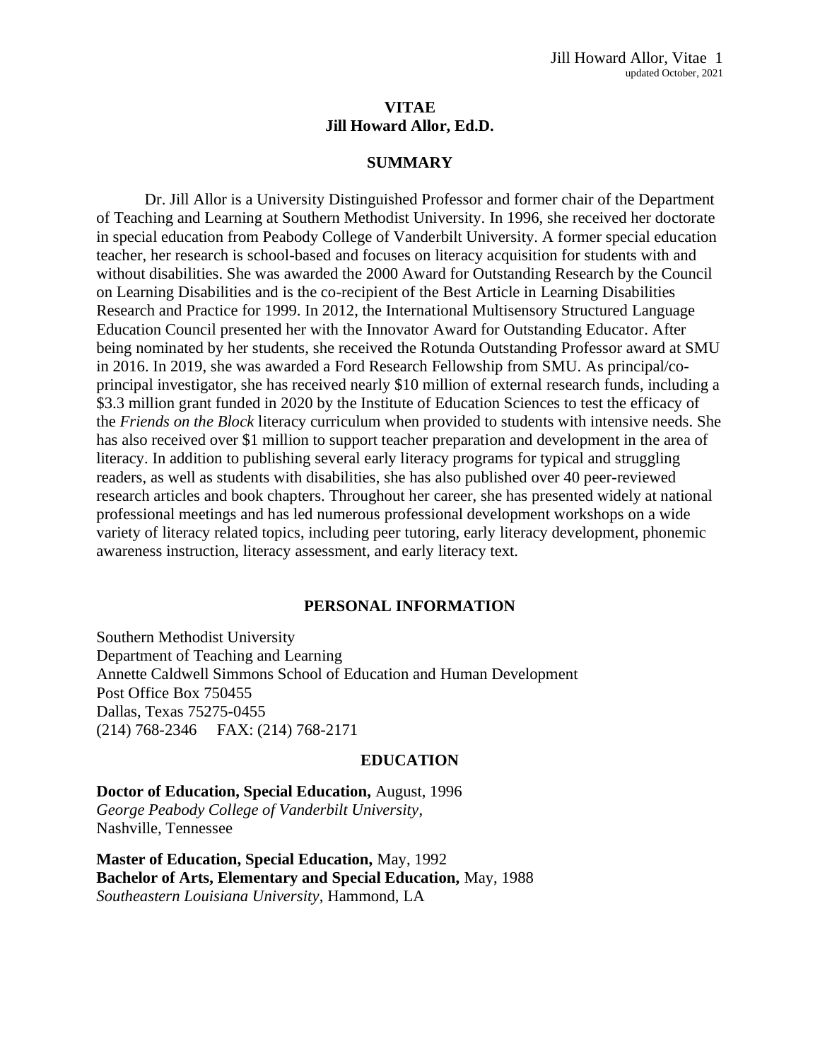# VITAE
# Jill Howard Allor, Ed.D.

## SUMMARY

Dr. Jill Allor is a University Distinguished Professor and former chair of the Department of Teaching and Learning at Southern Methodist University. In 1996, she received her doctorate in special education from Peabody College of Vanderbilt University. A former special education teacher, her research is school-based and focuses on literacy acquisition for students with and without disabilities. She was awarded the 2000 Award for Outstanding Research by the Council on Learning Disabilities and is the co-recipient of the Best Article in Learning Disabilities Research and Practice for 1999. In 2012, the International Multisensory Structured Language Education Council presented her with the Innovator Award for Outstanding Educator. After being nominated by her students, she received the Rotunda Outstanding Professor award at SMU in 2016. In 2019, she was awarded a Ford Research Fellowship from SMU. As principal/co-principal investigator, she has received nearly $10 million of external research funds, including a $3.3 million grant funded in 2020 by the Institute of Education Sciences to test the efficacy of the *Friends on the Block* literacy curriculum when provided to students with intensive needs. She has also received over $1 million to support teacher preparation and development in the area of literacy. In addition to publishing several early literacy programs for typical and struggling readers, as well as students with disabilities, she has also published over 40 peer-reviewed research articles and book chapters. Throughout her career, she has presented widely at national professional meetings and has led numerous professional development workshops on a wide variety of literacy related topics, including peer tutoring, early literacy development, phonemic awareness instruction, literacy assessment, and early literacy text.

## PERSONAL INFORMATION

Southern Methodist University
Department of Teaching and Learning
Annette Caldwell Simmons School of Education and Human Development
Post Office Box 750455
Dallas, Texas 75275-0455
(214) 768-2346 FAX: (214) 768-2171

## EDUCATION

**Doctor of Education, Special Education,** August, 1996
*George Peabody College of Vanderbilt University*,
Nashville, Tennessee

**Master of Education, Special Education,** May, 1992
**Bachelor of Arts, Elementary and Special Education,** May, 1988
*Southeastern Louisiana University*, Hammond, LA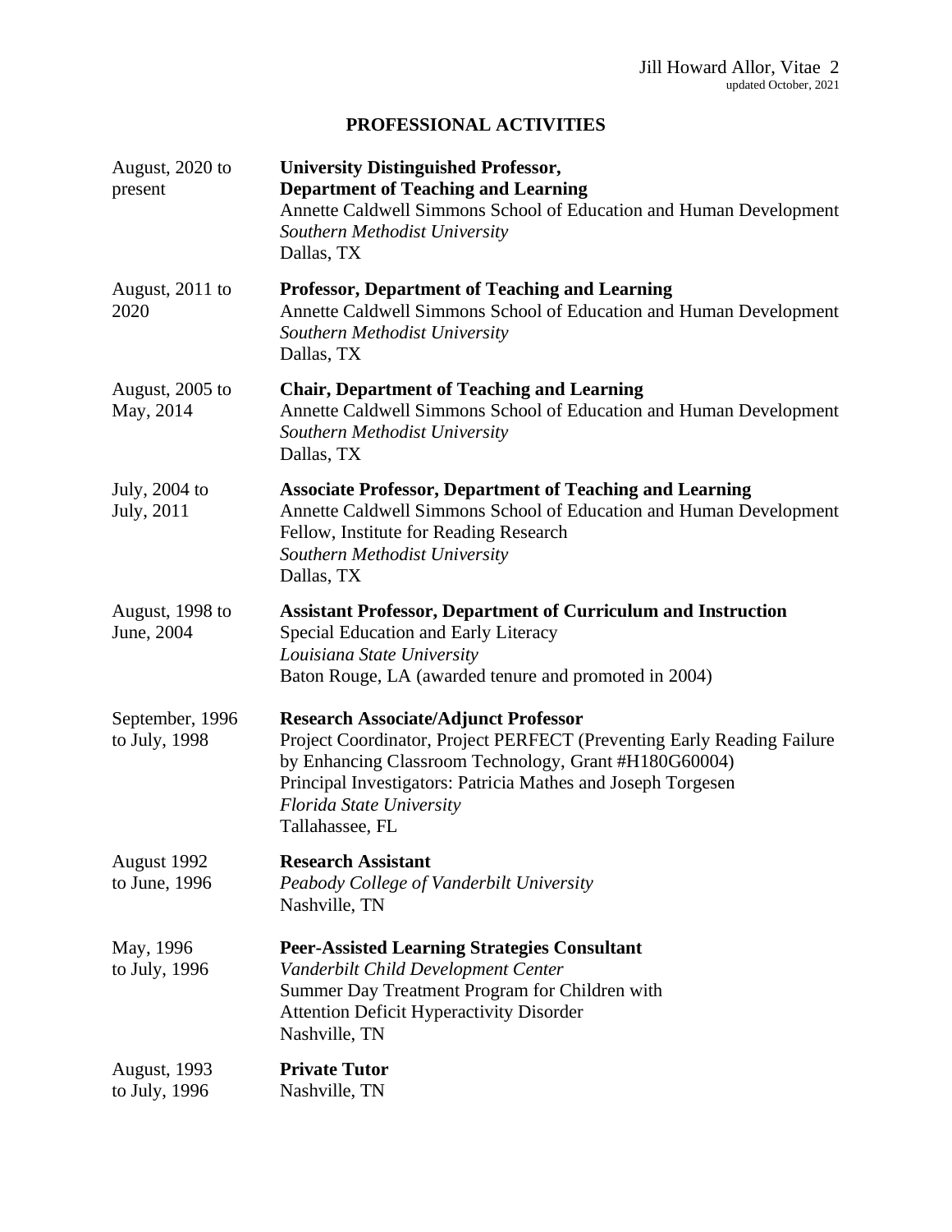## PROFESSIONAL ACTIVITIES

| | |
|---|---|
| August, 2020 to present | **University Distinguished Professor, Department of Teaching and Learning**<br>Annette Caldwell Simmons School of Education and Human Development<br>*Southern Methodist University*<br>Dallas, TX |
| August, 2011 to 2020 | **Professor, Department of Teaching and Learning**<br>Annette Caldwell Simmons School of Education and Human Development<br>*Southern Methodist University*<br>Dallas, TX |
| August, 2005 to May, 2014 | **Chair, Department of Teaching and Learning**<br>Annette Caldwell Simmons School of Education and Human Development<br>*Southern Methodist University*<br>Dallas, TX |
| July, 2004 to July, 2011 | **Associate Professor, Department of Teaching and Learning**<br>Annette Caldwell Simmons School of Education and Human Development<br>Fellow, Institute for Reading Research<br>*Southern Methodist University*<br>Dallas, TX |
| August, 1998 to June, 2004 | **Assistant Professor, Department of Curriculum and Instruction**<br>Special Education and Early Literacy<br>*Louisiana State University*<br>Baton Rouge, LA (awarded tenure and promoted in 2004) |
| September, 1996 to July, 1998 | **Research Associate/Adjunct Professor**<br>Project Coordinator, Project PERFECT (Preventing Early Reading Failure by Enhancing Classroom Technology, Grant #H180G60004)<br>Principal Investigators: Patricia Mathes and Joseph Torgesen<br>*Florida State University*<br>Tallahassee, FL |
| August 1992 to June, 1996 | **Research Assistant**<br>*Peabody College of Vanderbilt University*<br>Nashville, TN |
| May, 1996 to July, 1996 | **Peer-Assisted Learning Strategies Consultant**<br>*Vanderbilt Child Development Center*<br>Summer Day Treatment Program for Children with Attention Deficit Hyperactivity Disorder<br>Nashville, TN |
| August, 1993 to July, 1996 | **Private Tutor**<br>Nashville, TN |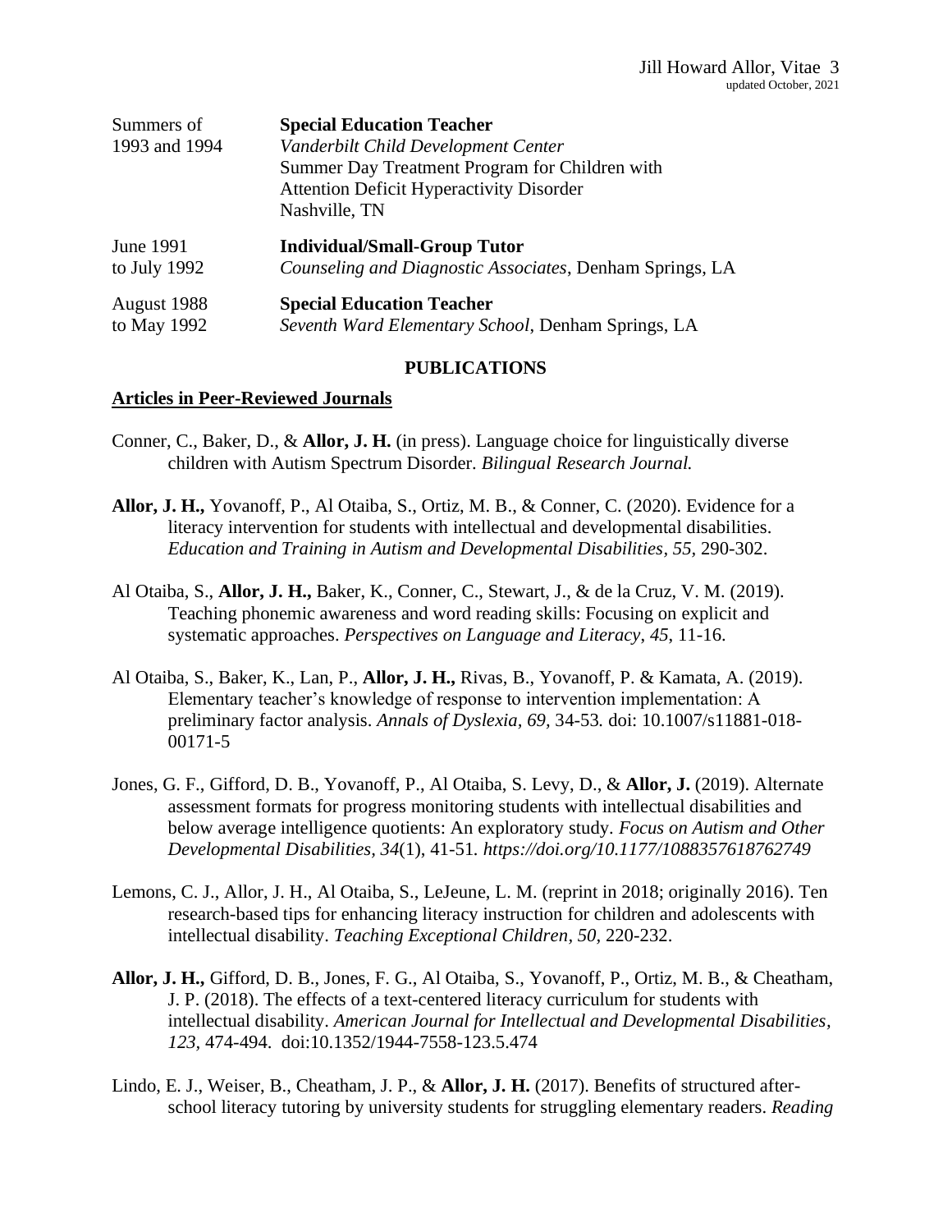| | |
|---|---|
| Summers of 1993 and 1994 | **Special Education Teacher**<br>*Vanderbilt Child Development Center*<br>Summer Day Treatment Program for Children with Attention Deficit Hyperactivity Disorder<br>Nashville, TN |
| June 1991 to July 1992 | **Individual/Small-Group Tutor**<br>*Counseling and Diagnostic Associates*, Denham Springs, LA |
| August 1988 to May 1992 | **Special Education Teacher**<br>*Seventh Ward Elementary School*, Denham Springs, LA |

## PUBLICATIONS

### Articles in Peer-Reviewed Journals

Conner, C., Baker, D., & **Allor, J. H.** (in press). Language choice for linguistically diverse children with Autism Spectrum Disorder. *Bilingual Research Journal.*

**Allor, J. H.,** Yovanoff, P., Al Otaiba, S., Ortiz, M. B., & Conner, C. (2020). Evidence for a literacy intervention for students with intellectual and developmental disabilities. *Education and Training in Autism and Developmental Disabilities, 55,* 290-302.

Al Otaiba, S., **Allor, J. H.,** Baker, K., Conner, C., Stewart, J., & de la Cruz, V. M. (2019). Teaching phonemic awareness and word reading skills: Focusing on explicit and systematic approaches. *Perspectives on Language and Literacy, 45*, 11-16.

Al Otaiba, S., Baker, K., Lan, P., **Allor, J. H.,** Rivas, B., Yovanoff, P. & Kamata, A. (2019). Elementary teacher's knowledge of response to intervention implementation: A preliminary factor analysis. *Annals of Dyslexia, 69*, 34-53. doi: 10.1007/s11881-018-00171-5

Jones, G. F., Gifford, D. B., Yovanoff, P., Al Otaiba, S. Levy, D., & **Allor, J.** (2019). Alternate assessment formats for progress monitoring students with intellectual disabilities and below average intelligence quotients: An exploratory study. *Focus on Autism and Other Developmental Disabilities, 34*(1), 41-51. *https://doi.org/10.1177/1088357618762749*

Lemons, C. J., Allor, J. H., Al Otaiba, S., LeJeune, L. M. (reprint in 2018; originally 2016). Ten research-based tips for enhancing literacy instruction for children and adolescents with intellectual disability. *Teaching Exceptional Children, 50,* 220-232.

**Allor, J. H.,** Gifford, D. B., Jones, F. G., Al Otaiba, S., Yovanoff, P., Ortiz, M. B., & Cheatham, J. P. (2018). The effects of a text-centered literacy curriculum for students with intellectual disability. *American Journal for Intellectual and Developmental Disabilities, 123,* 474-494. doi:10.1352/1944-7558-123.5.474

Lindo, E. J., Weiser, B., Cheatham, J. P., & **Allor, J. H.** (2017). Benefits of structured after-school literacy tutoring by university students for struggling elementary readers. *Reading*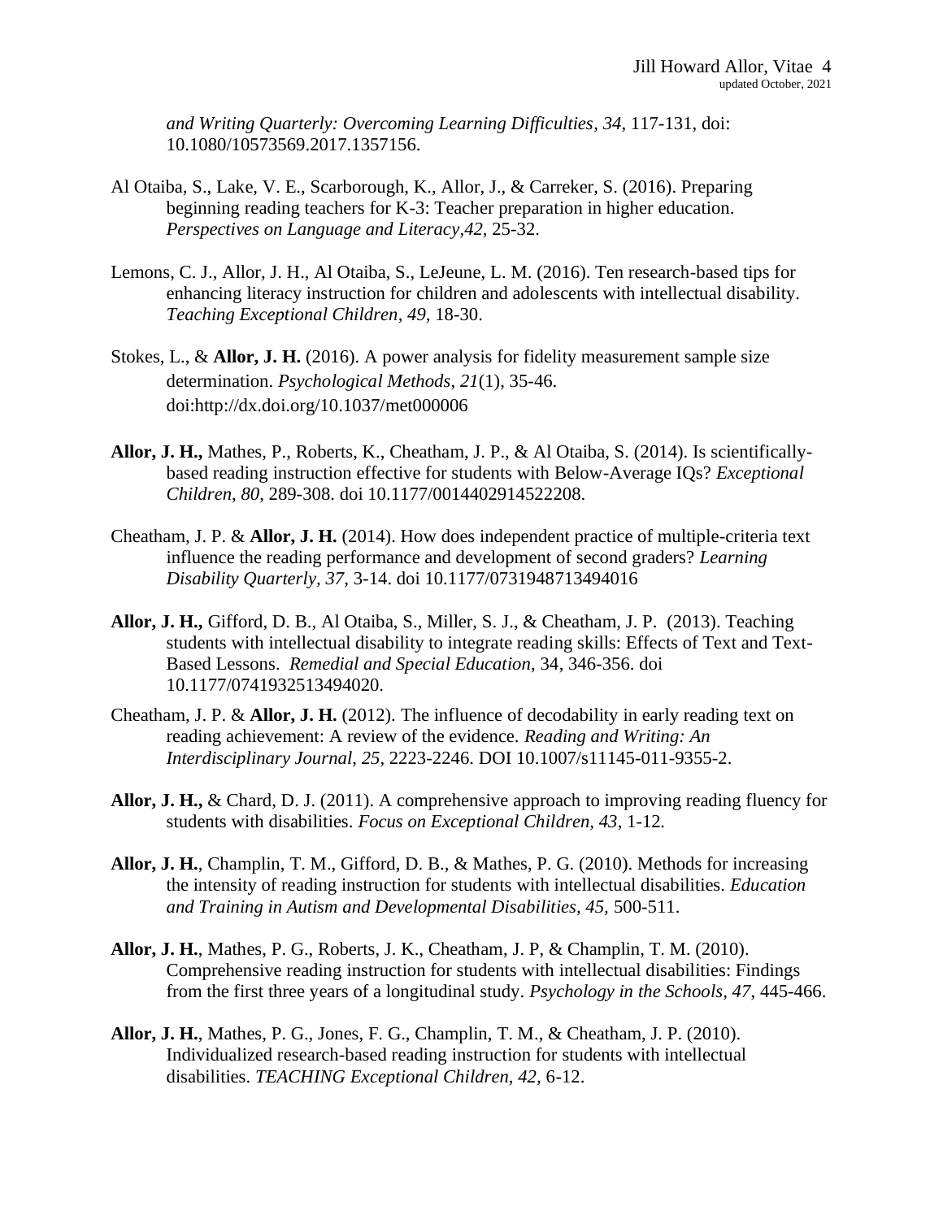*and Writing Quarterly: Overcoming Learning Difficulties, 34*, 117-131, doi: 10.1080/10573569.2017.1357156.

Al Otaiba, S., Lake, V. E., Scarborough, K., Allor, J., & Carreker, S. (2016). Preparing beginning reading teachers for K-3: Teacher preparation in higher education. *Perspectives on Language and Literacy,42*, 25-32.

Lemons, C. J., Allor, J. H., Al Otaiba, S., LeJeune, L. M. (2016). Ten research-based tips for enhancing literacy instruction for children and adolescents with intellectual disability. *Teaching Exceptional Children, 49,* 18-30.

Stokes, L., & **Allor, J. H.** (2016). A power analysis for fidelity measurement sample size determination. *Psychological Methods, 21*(1), 35-46. doi:http://dx.doi.org/10.1037/met000006

**Allor, J. H.,** Mathes, P., Roberts, K., Cheatham, J. P., & Al Otaiba, S. (2014). Is scientifically-based reading instruction effective for students with Below-Average IQs? *Exceptional Children, 80,* 289-308. doi 10.1177/0014402914522208.

Cheatham, J. P. & **Allor, J. H.** (2014). How does independent practice of multiple-criteria text influence the reading performance and development of second graders? *Learning Disability Quarterly, 37,* 3-14. doi 10.1177/0731948713494016

**Allor, J. H.,** Gifford, D. B., Al Otaiba, S., Miller, S. J., & Cheatham, J. P. (2013). Teaching students with intellectual disability to integrate reading skills: Effects of Text and Text-Based Lessons. *Remedial and Special Education*, 34, 346-356. doi 10.1177/0741932513494020.

Cheatham, J. P. & **Allor, J. H.** (2012). The influence of decodability in early reading text on reading achievement: A review of the evidence. *Reading and Writing: An Interdisciplinary Journal, 25,* 2223-2246. DOI 10.1007/s11145-011-9355-2.

**Allor, J. H.,** & Chard, D. J. (2011). A comprehensive approach to improving reading fluency for students with disabilities. *Focus on Exceptional Children, 43*, 1-12.

**Allor, J. H.**, Champlin, T. M., Gifford, D. B., & Mathes, P. G. (2010). Methods for increasing the intensity of reading instruction for students with intellectual disabilities. *Education and Training in Autism and Developmental Disabilities, 45,* 500-511.

**Allor, J. H.**, Mathes, P. G., Roberts, J. K., Cheatham, J. P, & Champlin, T. M. (2010). Comprehensive reading instruction for students with intellectual disabilities: Findings from the first three years of a longitudinal study. *Psychology in the Schools, 47*, 445-466.

**Allor, J. H.**, Mathes, P. G., Jones, F. G., Champlin, T. M., & Cheatham, J. P. (2010). Individualized research-based reading instruction for students with intellectual disabilities. *TEACHING Exceptional Children, 42,* 6-12.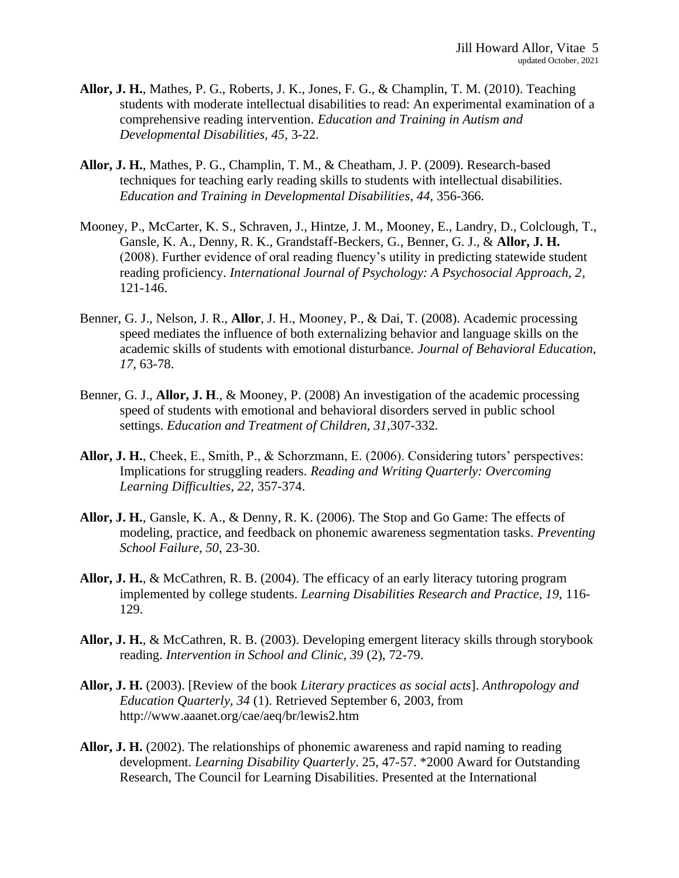**Allor, J. H.**, Mathes, P. G., Roberts, J. K., Jones, F. G., & Champlin, T. M. (2010). Teaching students with moderate intellectual disabilities to read: An experimental examination of a comprehensive reading intervention. *Education and Training in Autism and Developmental Disabilities, 45,* 3-22.

**Allor, J. H.**, Mathes, P. G., Champlin, T. M., & Cheatham, J. P. (2009). Research-based techniques for teaching early reading skills to students with intellectual disabilities. *Education and Training in Developmental Disabilities, 44,* 356-366.

Mooney, P., McCarter, K. S., Schraven, J., Hintze, J. M., Mooney, E., Landry, D., Colclough, T., Gansle, K. A., Denny, R. K., Grandstaff-Beckers, G., Benner, G. J., & **Allor, J. H.** (2008). Further evidence of oral reading fluency's utility in predicting statewide student reading proficiency. *International Journal of Psychology: A Psychosocial Approach, 2,* 121-146.

Benner, G. J., Nelson, J. R., **Allor**, J. H., Mooney, P., & Dai, T. (2008). Academic processing speed mediates the influence of both externalizing behavior and language skills on the academic skills of students with emotional disturbance. *Journal of Behavioral Education, 17,* 63-78.

Benner, G. J., **Allor, J. H**., & Mooney, P. (2008) An investigation of the academic processing speed of students with emotional and behavioral disorders served in public school settings. *Education and Treatment of Children, 31,*307-332*.*

**Allor, J. H.**, Cheek, E., Smith, P., & Schorzmann, E. (2006). Considering tutors' perspectives: Implications for struggling readers. *Reading and Writing Quarterly: Overcoming Learning Difficulties, 22,* 357-374.

**Allor, J. H.**, Gansle, K. A., & Denny, R. K. (2006). The Stop and Go Game: The effects of modeling, practice, and feedback on phonemic awareness segmentation tasks. *Preventing School Failure, 50,* 23-30.

**Allor, J. H.**, & McCathren, R. B. (2004). The efficacy of an early literacy tutoring program implemented by college students. *Learning Disabilities Research and Practice, 19,* 116-129.

**Allor, J. H.**, & McCathren, R. B. (2003). Developing emergent literacy skills through storybook reading. *Intervention in School and Clinic, 39* (2), 72-79.

**Allor, J. H.** (2003). [Review of the book *Literary practices as social acts*]. *Anthropology and Education Quarterly, 34* (1). Retrieved September 6, 2003, from http://www.aaanet.org/cae/aeq/br/lewis2.htm

**Allor, J. H.** (2002). The relationships of phonemic awareness and rapid naming to reading development. *Learning Disability Quarterly*. 25, 47-57. *2000 Award for Outstanding Research, The Council for Learning Disabilities. Presented at the International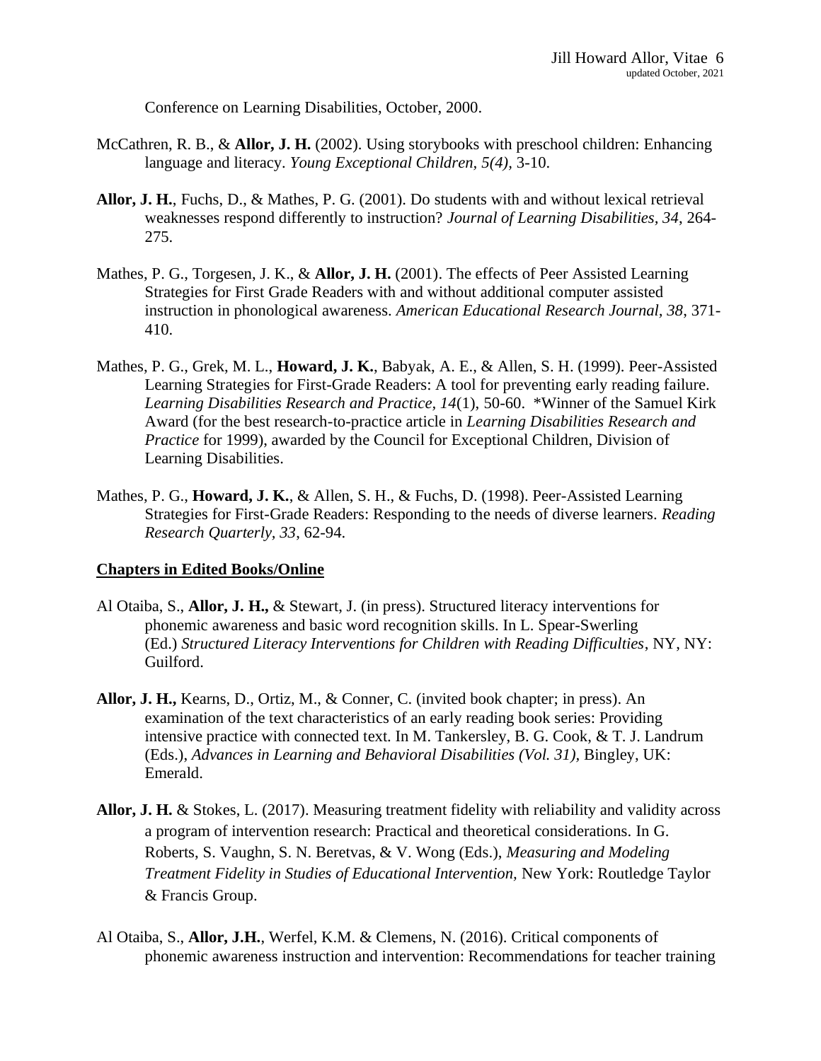Conference on Learning Disabilities, October, 2000.

McCathren, R. B., & **Allor, J. H.** (2002). Using storybooks with preschool children: Enhancing language and literacy. *Young Exceptional Children, 5(4),* 3-10.

**Allor, J. H.**, Fuchs, D., & Mathes, P. G. (2001). Do students with and without lexical retrieval weaknesses respond differently to instruction? *Journal of Learning Disabilities, 34*, 264-275.

Mathes, P. G., Torgesen, J. K., & **Allor, J. H.** (2001). The effects of Peer Assisted Learning Strategies for First Grade Readers with and without additional computer assisted instruction in phonological awareness. *American Educational Research Journal, 38*, 371-410.

Mathes, P. G., Grek, M. L., **Howard, J. K.**, Babyak, A. E., & Allen, S. H. (1999). Peer-Assisted Learning Strategies for First-Grade Readers: A tool for preventing early reading failure. *Learning Disabilities Research and Practice, 14*(1), 50-60. *Winner of the Samuel Kirk Award (for the best research-to-practice article in *Learning Disabilities Research and Practice* for 1999), awarded by the Council for Exceptional Children, Division of Learning Disabilities.

Mathes, P. G., **Howard, J. K.**, & Allen, S. H., & Fuchs, D. (1998). Peer-Assisted Learning Strategies for First-Grade Readers: Responding to the needs of diverse learners. *Reading Research Quarterly, 33*, 62-94.

## Chapters in Edited Books/Online

Al Otaiba, S., **Allor, J. H.,** & Stewart, J. (in press). Structured literacy interventions for phonemic awareness and basic word recognition skills. In L. Spear-Swerling (Ed.) *Structured Literacy Interventions for Children with Reading Difficulties*, NY, NY: Guilford.

**Allor, J. H.,** Kearns, D., Ortiz, M., & Conner, C. (invited book chapter; in press). An examination of the text characteristics of an early reading book series: Providing intensive practice with connected text. In M. Tankersley, B. G. Cook, & T. J. Landrum (Eds.), *Advances in Learning and Behavioral Disabilities (Vol. 31),* Bingley, UK: Emerald.

**Allor, J. H.** & Stokes, L. (2017). Measuring treatment fidelity with reliability and validity across a program of intervention research: Practical and theoretical considerations. In G. Roberts, S. Vaughn, S. N. Beretvas, & V. Wong (Eds.), *Measuring and Modeling Treatment Fidelity in Studies of Educational Intervention*, New York: Routledge Taylor & Francis Group.

Al Otaiba, S., **Allor, J.H.**, Werfel, K.M. & Clemens, N. (2016). Critical components of phonemic awareness instruction and intervention: Recommendations for teacher training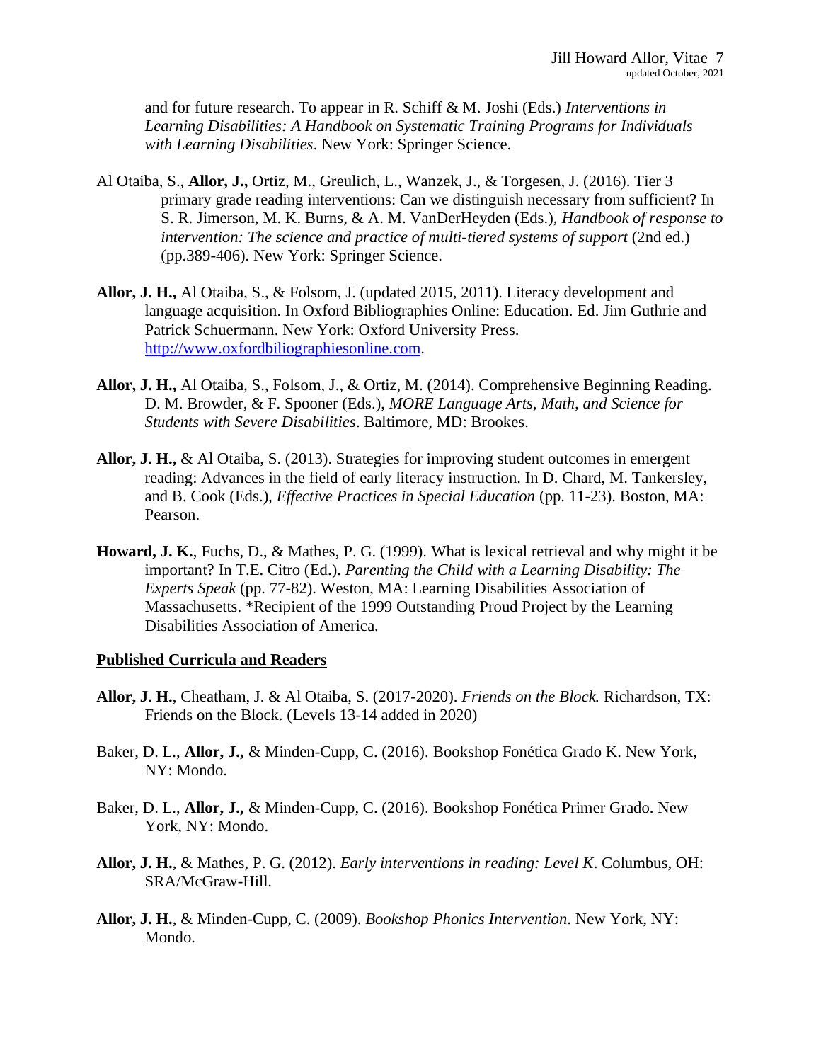and for future research. To appear in R. Schiff & M. Joshi (Eds.) *Interventions in Learning Disabilities: A Handbook on Systematic Training Programs for Individuals with Learning Disabilities*. New York: Springer Science.

Al Otaiba, S., **Allor, J.,** Ortiz, M., Greulich, L., Wanzek, J., & Torgesen, J. (2016). Tier 3 primary grade reading interventions: Can we distinguish necessary from sufficient? In S. R. Jimerson, M. K. Burns, & A. M. VanDerHeyden (Eds.), *Handbook of response to intervention: The science and practice of multi-tiered systems of support* (2nd ed.) (pp.389-406). New York: Springer Science.

**Allor, J. H.,** Al Otaiba, S., & Folsom, J. (updated 2015, 2011). Literacy development and language acquisition. In Oxford Bibliographies Online: Education. Ed. Jim Guthrie and Patrick Schuermann. New York: Oxford University Press. http://www.oxfordbiliographiesonline.com.

**Allor, J. H.,** Al Otaiba, S., Folsom, J., & Ortiz, M. (2014). Comprehensive Beginning Reading. D. M. Browder, & F. Spooner (Eds.), *MORE Language Arts, Math, and Science for Students with Severe Disabilities*. Baltimore, MD: Brookes.

**Allor, J. H.,** & Al Otaiba, S. (2013). Strategies for improving student outcomes in emergent reading: Advances in the field of early literacy instruction. In D. Chard, M. Tankersley, and B. Cook (Eds.), *Effective Practices in Special Education* (pp. 11-23). Boston, MA: Pearson.

**Howard, J. K.**, Fuchs, D., & Mathes, P. G. (1999). What is lexical retrieval and why might it be important? In T.E. Citro (Ed.). *Parenting the Child with a Learning Disability: The Experts Speak* (pp. 77-82). Weston, MA: Learning Disabilities Association of Massachusetts. *Recipient of the 1999 Outstanding Proud Project by the Learning Disabilities Association of America.

## Published Curricula and Readers

**Allor, J. H.**, Cheatham, J. & Al Otaiba, S. (2017-2020). *Friends on the Block.* Richardson, TX: Friends on the Block. (Levels 13-14 added in 2020)

Baker, D. L., **Allor, J.,** & Minden-Cupp, C. (2016). Bookshop Fonética Grado K. New York, NY: Mondo.

Baker, D. L., **Allor, J.,** & Minden-Cupp, C. (2016). Bookshop Fonética Primer Grado. New York, NY: Mondo.

**Allor, J. H.**, & Mathes, P. G. (2012). *Early interventions in reading: Level K*. Columbus, OH: SRA/McGraw-Hill.

**Allor, J. H.**, & Minden-Cupp, C. (2009). *Bookshop Phonics Intervention*. New York, NY: Mondo.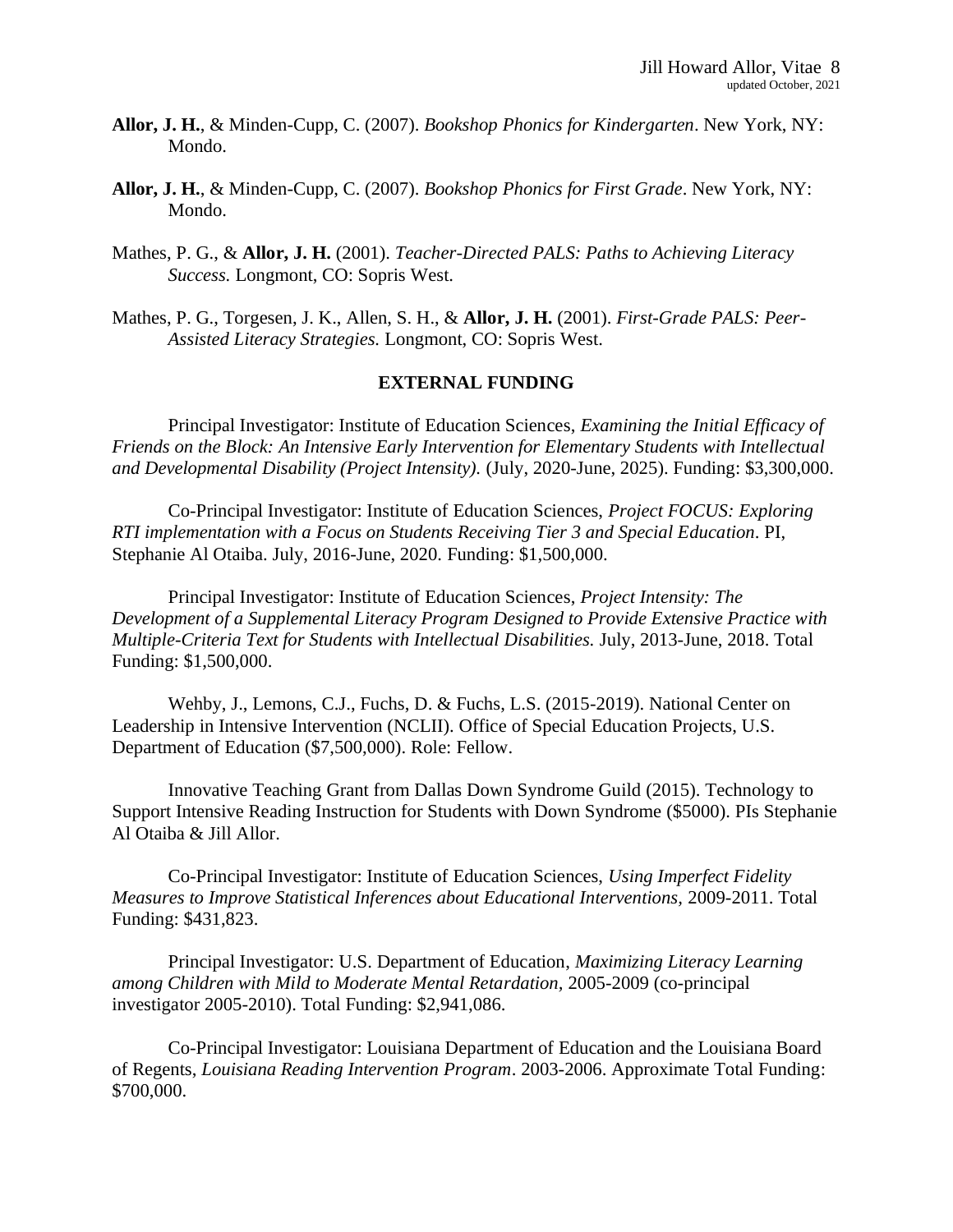**Allor, J. H.**, & Minden-Cupp, C. (2007). *Bookshop Phonics for Kindergarten*. New York, NY: Mondo.

**Allor, J. H.**, & Minden-Cupp, C. (2007). *Bookshop Phonics for First Grade*. New York, NY: Mondo.

Mathes, P. G., & **Allor, J. H.** (2001). *Teacher-Directed PALS: Paths to Achieving Literacy Success.* Longmont, CO: Sopris West.

Mathes, P. G., Torgesen, J. K., Allen, S. H., & **Allor, J. H.** (2001). *First-Grade PALS: Peer-Assisted Literacy Strategies.* Longmont, CO: Sopris West.

## EXTERNAL FUNDING

Principal Investigator: Institute of Education Sciences, *Examining the Initial Efficacy of Friends on the Block: An Intensive Early Intervention for Elementary Students with Intellectual and Developmental Disability (Project Intensity).* (July, 2020-June, 2025). Funding: $3,300,000.

Co-Principal Investigator: Institute of Education Sciences, *Project FOCUS: Exploring RTI implementation with a Focus on Students Receiving Tier 3 and Special Education*. PI, Stephanie Al Otaiba. July, 2016-June, 2020. Funding: $1,500,000.

Principal Investigator: Institute of Education Sciences, *Project Intensity: The Development of a Supplemental Literacy Program Designed to Provide Extensive Practice with Multiple-Criteria Text for Students with Intellectual Disabilities.* July, 2013-June, 2018. Total Funding: $1,500,000.

Wehby, J., Lemons, C.J., Fuchs, D. & Fuchs, L.S. (2015-2019). National Center on Leadership in Intensive Intervention (NCLII). Office of Special Education Projects, U.S. Department of Education ($7,500,000). Role: Fellow.

Innovative Teaching Grant from Dallas Down Syndrome Guild (2015). Technology to Support Intensive Reading Instruction for Students with Down Syndrome ($5000). PIs Stephanie Al Otaiba & Jill Allor.

Co-Principal Investigator: Institute of Education Sciences, *Using Imperfect Fidelity Measures to Improve Statistical Inferences about Educational Interventions,* 2009-2011. Total Funding: $431,823.

Principal Investigator: U.S. Department of Education, *Maximizing Literacy Learning among Children with Mild to Moderate Mental Retardation,* 2005-2009 (co-principal investigator 2005-2010). Total Funding: $2,941,086.

Co-Principal Investigator: Louisiana Department of Education and the Louisiana Board of Regents, *Louisiana Reading Intervention Program*. 2003-2006. Approximate Total Funding: $700,000.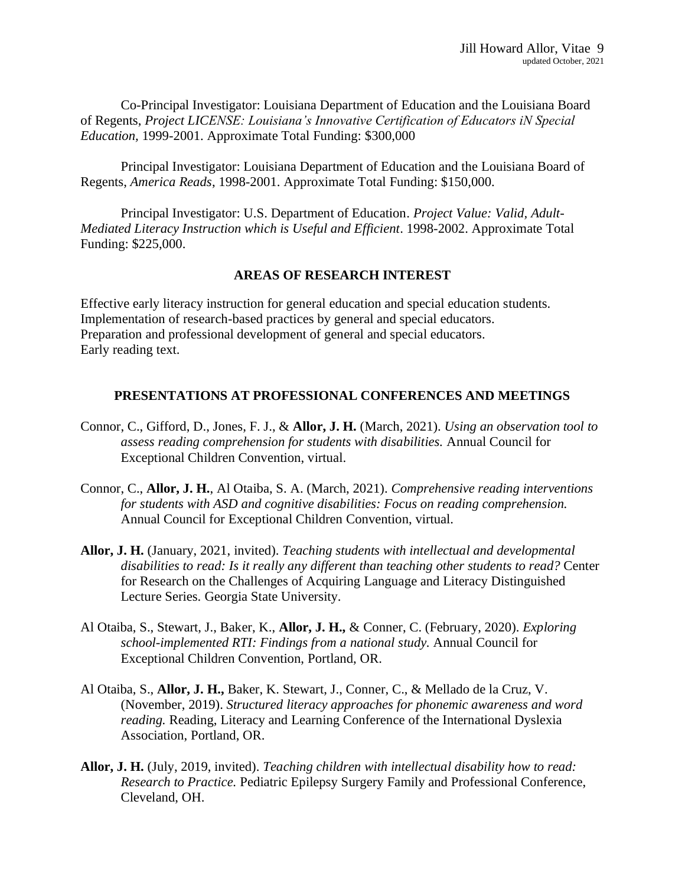Co-Principal Investigator: Louisiana Department of Education and the Louisiana Board of Regents, *Project LICENSE: Louisiana's Innovative Certification of Educators iN Special Education,* 1999-2001. Approximate Total Funding: $300,000

Principal Investigator: Louisiana Department of Education and the Louisiana Board of Regents, *America Reads*, 1998-2001. Approximate Total Funding: $150,000.

Principal Investigator: U.S. Department of Education. *Project Value: Valid, Adult-Mediated Literacy Instruction which is Useful and Efficient*. 1998-2002. Approximate Total Funding: $225,000.

## AREAS OF RESEARCH INTEREST

Effective early literacy instruction for general education and special education students.
Implementation of research-based practices by general and special educators.
Preparation and professional development of general and special educators.
Early reading text.

## PRESENTATIONS AT PROFESSIONAL CONFERENCES AND MEETINGS

Connor, C., Gifford, D., Jones, F. J., & **Allor, J. H.** (March, 2021). *Using an observation tool to assess reading comprehension for students with disabilities.* Annual Council for Exceptional Children Convention, virtual.

Connor, C., **Allor, J. H.**, Al Otaiba, S. A. (March, 2021). *Comprehensive reading interventions for students with ASD and cognitive disabilities: Focus on reading comprehension.* Annual Council for Exceptional Children Convention, virtual.

**Allor, J. H.** (January, 2021, invited). *Teaching students with intellectual and developmental disabilities to read: Is it really any different than teaching other students to read?* Center for Research on the Challenges of Acquiring Language and Literacy Distinguished Lecture Series. Georgia State University.

Al Otaiba, S., Stewart, J., Baker, K., **Allor, J. H.,** & Conner, C. (February, 2020). *Exploring school-implemented RTI: Findings from a national study.* Annual Council for Exceptional Children Convention, Portland, OR.

Al Otaiba, S., **Allor, J. H.,** Baker, K. Stewart, J., Conner, C., & Mellado de la Cruz, V. (November, 2019). *Structured literacy approaches for phonemic awareness and word reading.* Reading, Literacy and Learning Conference of the International Dyslexia Association, Portland, OR.

**Allor, J. H.** (July, 2019, invited). *Teaching children with intellectual disability how to read: Research to Practice.* Pediatric Epilepsy Surgery Family and Professional Conference, Cleveland, OH.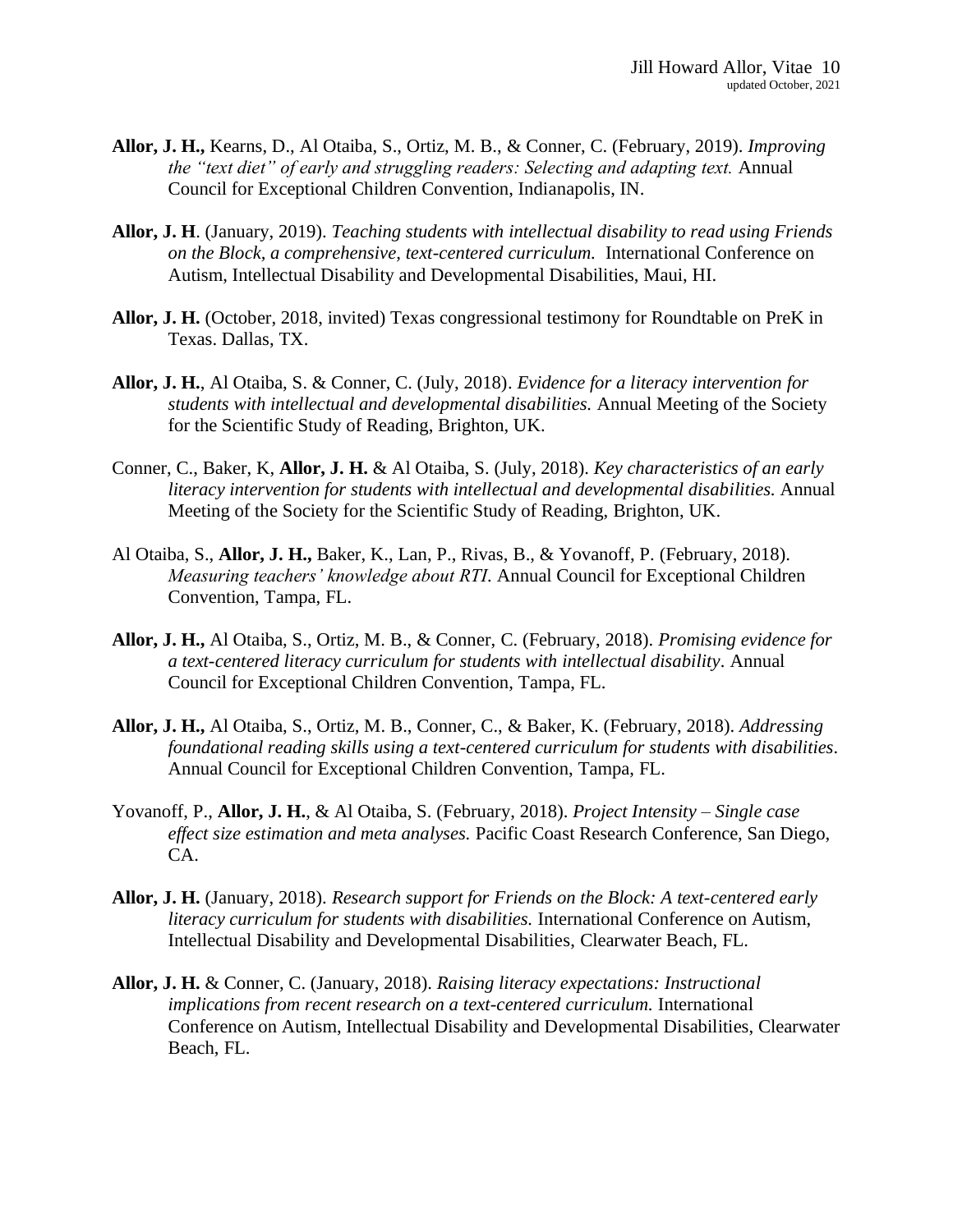**Allor, J. H.,** Kearns, D., Al Otaiba, S., Ortiz, M. B., & Conner, C. (February, 2019). *Improving the "text diet" of early and struggling readers: Selecting and adapting text.* Annual Council for Exceptional Children Convention, Indianapolis, IN.

**Allor, J. H**. (January, 2019). *Teaching students with intellectual disability to read using Friends on the Block, a comprehensive, text-centered curriculum.* International Conference on Autism, Intellectual Disability and Developmental Disabilities, Maui, HI.

**Allor, J. H.** (October, 2018, invited) Texas congressional testimony for Roundtable on PreK in Texas. Dallas, TX.

**Allor, J. H.**, Al Otaiba, S. & Conner, C. (July, 2018). *Evidence for a literacy intervention for students with intellectual and developmental disabilities.* Annual Meeting of the Society for the Scientific Study of Reading, Brighton, UK.

Conner, C., Baker, K, **Allor, J. H.** & Al Otaiba, S. (July, 2018). *Key characteristics of an early literacy intervention for students with intellectual and developmental disabilities.* Annual Meeting of the Society for the Scientific Study of Reading, Brighton, UK.

Al Otaiba, S., **Allor, J. H.,** Baker, K., Lan, P., Rivas, B., & Yovanoff, P. (February, 2018). *Measuring teachers' knowledge about RTI.* Annual Council for Exceptional Children Convention, Tampa, FL.

**Allor, J. H.,** Al Otaiba, S., Ortiz, M. B., & Conner, C. (February, 2018). *Promising evidence for a text-centered literacy curriculum for students with intellectual disability*. Annual Council for Exceptional Children Convention, Tampa, FL.

**Allor, J. H.,** Al Otaiba, S., Ortiz, M. B., Conner, C., & Baker, K. (February, 2018). *Addressing foundational reading skills using a text-centered curriculum for students with disabilities*. Annual Council for Exceptional Children Convention, Tampa, FL.

Yovanoff, P., **Allor, J. H.**, & Al Otaiba, S. (February, 2018). *Project Intensity – Single case effect size estimation and meta analyses.* Pacific Coast Research Conference, San Diego, CA.

**Allor, J. H.** (January, 2018). *Research support for Friends on the Block: A text-centered early literacy curriculum for students with disabilities.* International Conference on Autism, Intellectual Disability and Developmental Disabilities, Clearwater Beach, FL.

**Allor, J. H.** & Conner, C. (January, 2018). *Raising literacy expectations: Instructional implications from recent research on a text-centered curriculum.* International Conference on Autism, Intellectual Disability and Developmental Disabilities, Clearwater Beach, FL.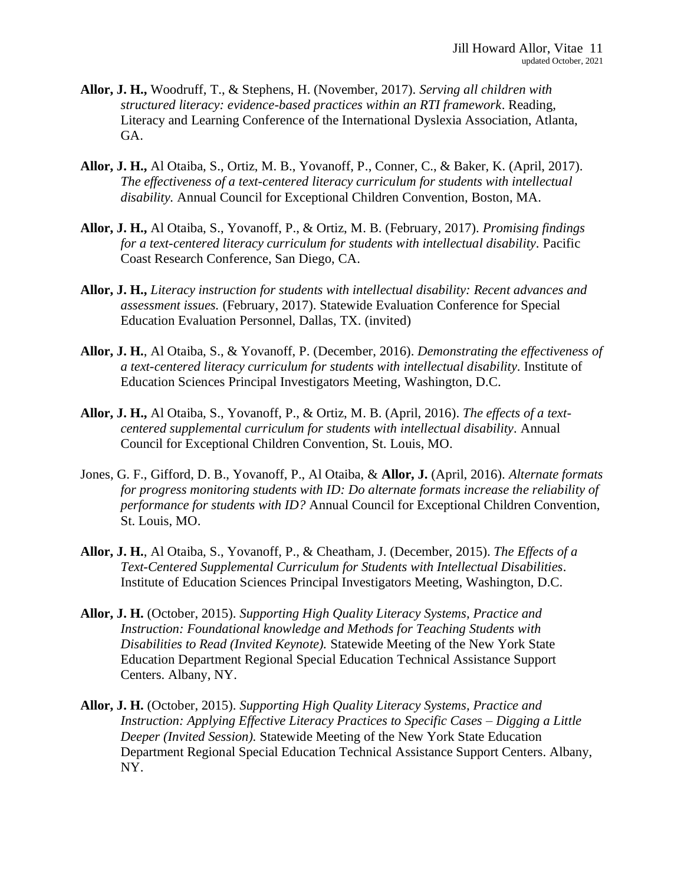**Allor, J. H.,** Woodruff, T., & Stephens, H. (November, 2017). *Serving all children with structured literacy: evidence-based practices within an RTI framework*. Reading, Literacy and Learning Conference of the International Dyslexia Association, Atlanta, GA.

**Allor, J. H.,** Al Otaiba, S., Ortiz, M. B., Yovanoff, P., Conner, C., & Baker, K. (April, 2017). *The effectiveness of a text-centered literacy curriculum for students with intellectual disability.* Annual Council for Exceptional Children Convention, Boston, MA.

**Allor, J. H.,** Al Otaiba, S., Yovanoff, P., & Ortiz, M. B. (February, 2017). *Promising findings for a text-centered literacy curriculum for students with intellectual disability.* Pacific Coast Research Conference, San Diego, CA.

**Allor, J. H.,** *Literacy instruction for students with intellectual disability: Recent advances and assessment issues.* (February, 2017). Statewide Evaluation Conference for Special Education Evaluation Personnel, Dallas, TX. (invited)

**Allor, J. H.**, Al Otaiba, S., & Yovanoff, P. (December, 2016). *Demonstrating the effectiveness of a text-centered literacy curriculum for students with intellectual disability*. Institute of Education Sciences Principal Investigators Meeting, Washington, D.C.

**Allor, J. H.,** Al Otaiba, S., Yovanoff, P., & Ortiz, M. B. (April, 2016). *The effects of a text-centered supplemental curriculum for students with intellectual disability*. Annual Council for Exceptional Children Convention, St. Louis, MO.

Jones, G. F., Gifford, D. B., Yovanoff, P., Al Otaiba, & **Allor, J.** (April, 2016). *Alternate formats for progress monitoring students with ID: Do alternate formats increase the reliability of performance for students with ID?* Annual Council for Exceptional Children Convention, St. Louis, MO.

**Allor, J. H.**, Al Otaiba, S., Yovanoff, P., & Cheatham, J. (December, 2015). *The Effects of a Text-Centered Supplemental Curriculum for Students with Intellectual Disabilities*. Institute of Education Sciences Principal Investigators Meeting, Washington, D.C.

**Allor, J. H.** (October, 2015). *Supporting High Quality Literacy Systems, Practice and Instruction: Foundational knowledge and Methods for Teaching Students with Disabilities to Read (Invited Keynote).* Statewide Meeting of the New York State Education Department Regional Special Education Technical Assistance Support Centers. Albany, NY.

**Allor, J. H.** (October, 2015). *Supporting High Quality Literacy Systems, Practice and Instruction: Applying Effective Literacy Practices to Specific Cases – Digging a Little Deeper (Invited Session).* Statewide Meeting of the New York State Education Department Regional Special Education Technical Assistance Support Centers. Albany, NY.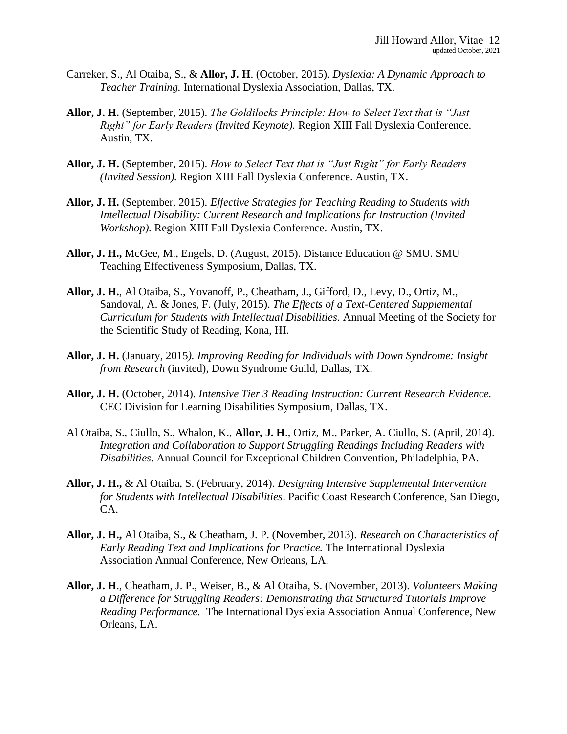Carreker, S., Al Otaiba, S., & **Allor, J. H**. (October, 2015). *Dyslexia: A Dynamic Approach to Teacher Training.* International Dyslexia Association, Dallas, TX.

**Allor, J. H.** (September, 2015). *The Goldilocks Principle: How to Select Text that is "Just Right" for Early Readers (Invited Keynote).* Region XIII Fall Dyslexia Conference. Austin, TX.

**Allor, J. H.** (September, 2015). *How to Select Text that is "Just Right" for Early Readers (Invited Session).* Region XIII Fall Dyslexia Conference. Austin, TX.

**Allor, J. H.** (September, 2015). *Effective Strategies for Teaching Reading to Students with Intellectual Disability: Current Research and Implications for Instruction (Invited Workshop).* Region XIII Fall Dyslexia Conference. Austin, TX.

**Allor, J. H.,** McGee, M., Engels, D. (August, 2015). Distance Education @ SMU. SMU Teaching Effectiveness Symposium, Dallas, TX.

**Allor, J. H.**, Al Otaiba, S., Yovanoff, P., Cheatham, J., Gifford, D., Levy, D., Ortiz, M., Sandoval, A. & Jones, F. (July, 2015). *The Effects of a Text-Centered Supplemental Curriculum for Students with Intellectual Disabilities*. Annual Meeting of the Society for the Scientific Study of Reading, Kona, HI.

**Allor, J. H.** (January, 2015*). Improving Reading for Individuals with Down Syndrome: Insight from Research* (invited), Down Syndrome Guild, Dallas, TX.

**Allor, J. H.** (October, 2014). *Intensive Tier 3 Reading Instruction: Current Research Evidence.* CEC Division for Learning Disabilities Symposium, Dallas, TX.

Al Otaiba, S., Ciullo, S., Whalon, K., **Allor, J. H**., Ortiz, M., Parker, A. Ciullo, S. (April, 2014). *Integration and Collaboration to Support Struggling Readings Including Readers with Disabilities.* Annual Council for Exceptional Children Convention, Philadelphia, PA.

**Allor, J. H.,** & Al Otaiba, S. (February, 2014). *Designing Intensive Supplemental Intervention for Students with Intellectual Disabilities*. Pacific Coast Research Conference, San Diego, CA.

**Allor, J. H.,** Al Otaiba, S., & Cheatham, J. P. (November, 2013). *Research on Characteristics of Early Reading Text and Implications for Practice.* The International Dyslexia Association Annual Conference, New Orleans, LA.

**Allor, J. H**., Cheatham, J. P., Weiser, B., & Al Otaiba, S. (November, 2013). *Volunteers Making a Difference for Struggling Readers: Demonstrating that Structured Tutorials Improve Reading Performance.* The International Dyslexia Association Annual Conference, New Orleans, LA.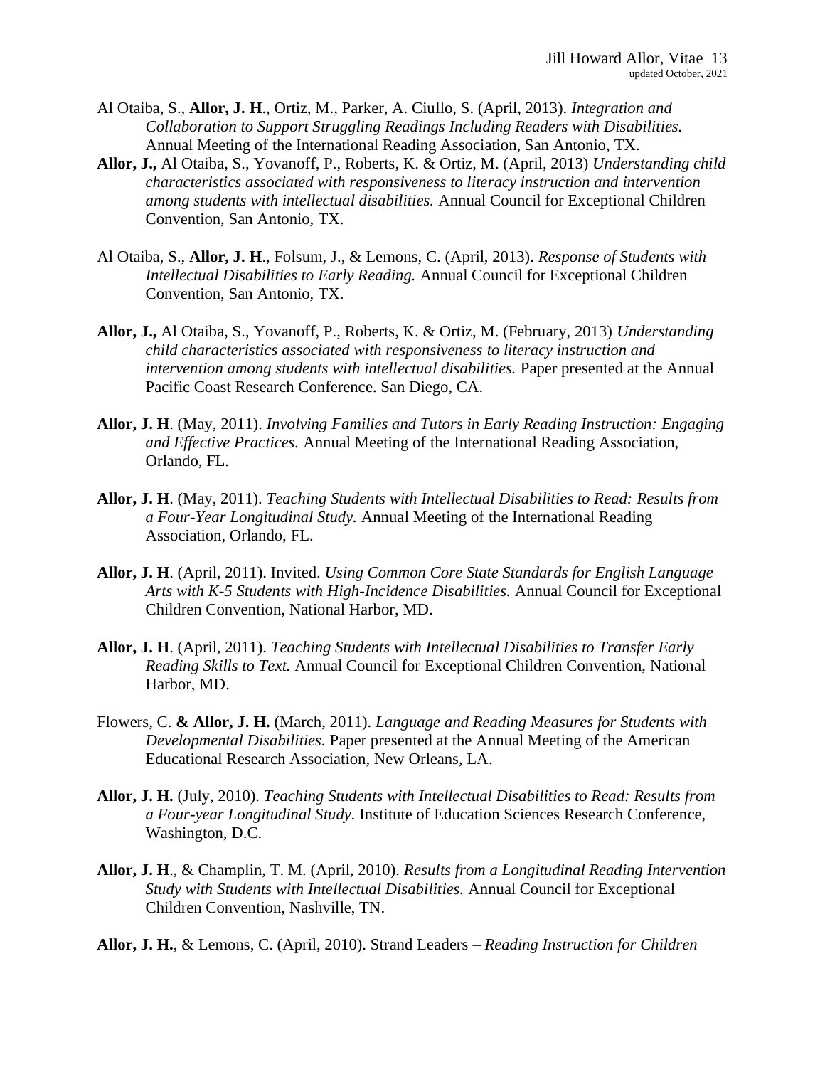Al Otaiba, S., **Allor, J. H**., Ortiz, M., Parker, A. Ciullo, S. (April, 2013). *Integration and Collaboration to Support Struggling Readings Including Readers with Disabilities.* Annual Meeting of the International Reading Association, San Antonio, TX.

**Allor, J.,** Al Otaiba, S., Yovanoff, P., Roberts, K. & Ortiz, M. (April, 2013) *Understanding child characteristics associated with responsiveness to literacy instruction and intervention among students with intellectual disabilities.* Annual Council for Exceptional Children Convention, San Antonio, TX.

Al Otaiba, S., **Allor, J. H**., Folsum, J., & Lemons, C. (April, 2013). *Response of Students with Intellectual Disabilities to Early Reading.* Annual Council for Exceptional Children Convention, San Antonio, TX.

**Allor, J.,** Al Otaiba, S., Yovanoff, P., Roberts, K. & Ortiz, M. (February, 2013) *Understanding child characteristics associated with responsiveness to literacy instruction and intervention among students with intellectual disabilities.* Paper presented at the Annual Pacific Coast Research Conference. San Diego, CA.

**Allor, J. H**. (May, 2011). *Involving Families and Tutors in Early Reading Instruction: Engaging and Effective Practices.* Annual Meeting of the International Reading Association, Orlando, FL.

**Allor, J. H**. (May, 2011). *Teaching Students with Intellectual Disabilities to Read: Results from a Four-Year Longitudinal Study.* Annual Meeting of the International Reading Association, Orlando, FL.

**Allor, J. H**. (April, 2011). Invited. *Using Common Core State Standards for English Language Arts with K-5 Students with High-Incidence Disabilities.* Annual Council for Exceptional Children Convention, National Harbor, MD.

**Allor, J. H**. (April, 2011). *Teaching Students with Intellectual Disabilities to Transfer Early Reading Skills to Text.* Annual Council for Exceptional Children Convention, National Harbor, MD.

Flowers, C. **& Allor, J. H.** (March, 2011). *Language and Reading Measures for Students with Developmental Disabilities*. Paper presented at the Annual Meeting of the American Educational Research Association, New Orleans, LA.

**Allor, J. H.** (July, 2010). *Teaching Students with Intellectual Disabilities to Read: Results from a Four-year Longitudinal Study.* Institute of Education Sciences Research Conference, Washington, D.C.

**Allor, J. H**., & Champlin, T. M. (April, 2010). *Results from a Longitudinal Reading Intervention Study with Students with Intellectual Disabilities.* Annual Council for Exceptional Children Convention, Nashville, TN.

**Allor, J. H.**, & Lemons, C. (April, 2010). Strand Leaders – *Reading Instruction for Children*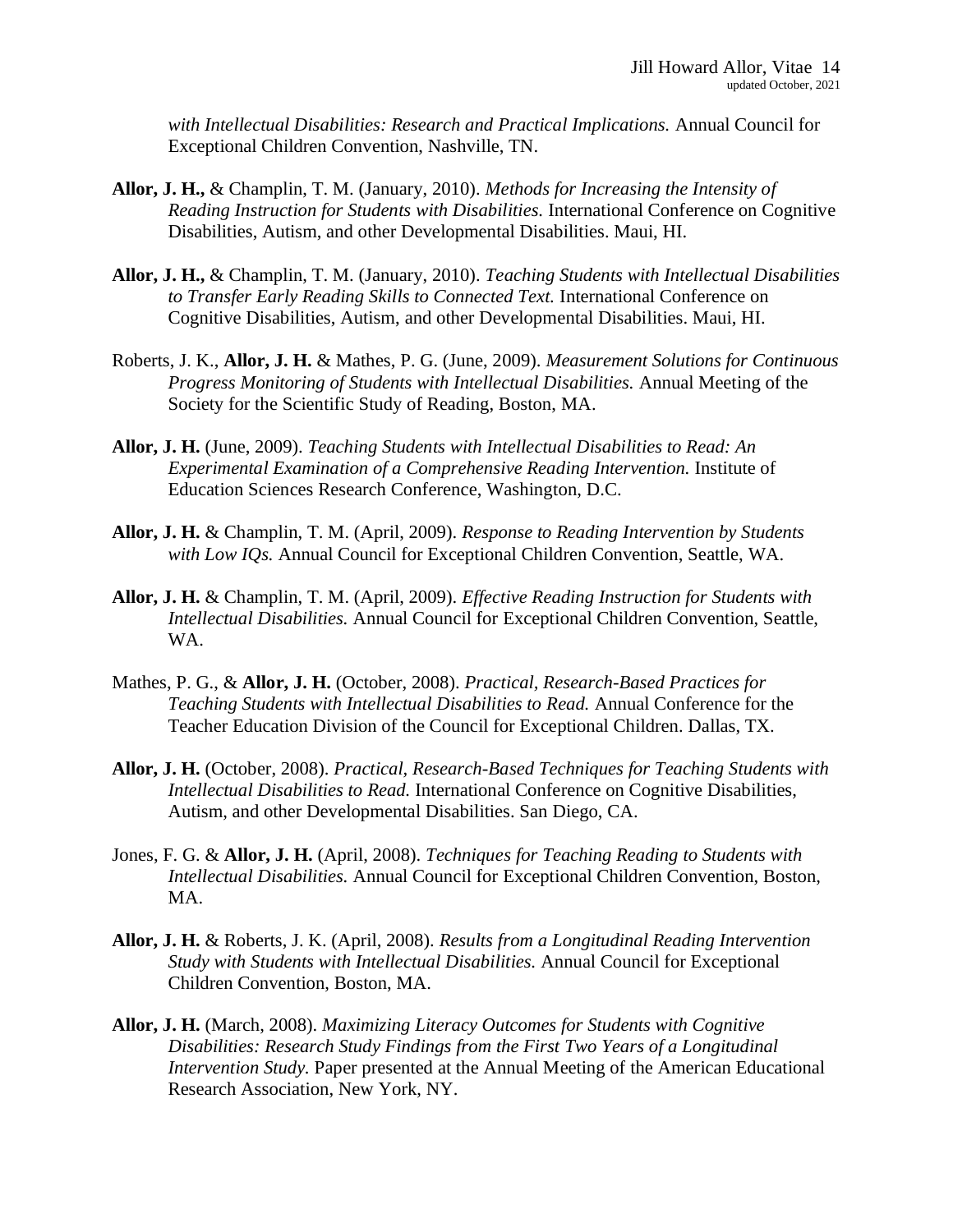*with Intellectual Disabilities: Research and Practical Implications.* Annual Council for Exceptional Children Convention, Nashville, TN.

**Allor, J. H.,** & Champlin, T. M. (January, 2010). *Methods for Increasing the Intensity of Reading Instruction for Students with Disabilities.* International Conference on Cognitive Disabilities, Autism, and other Developmental Disabilities. Maui, HI.

**Allor, J. H.,** & Champlin, T. M. (January, 2010). *Teaching Students with Intellectual Disabilities to Transfer Early Reading Skills to Connected Text.* International Conference on Cognitive Disabilities, Autism, and other Developmental Disabilities. Maui, HI.

Roberts, J. K., **Allor, J. H.** & Mathes, P. G. (June, 2009). *Measurement Solutions for Continuous Progress Monitoring of Students with Intellectual Disabilities.* Annual Meeting of the Society for the Scientific Study of Reading, Boston, MA.

**Allor, J. H.** (June, 2009). *Teaching Students with Intellectual Disabilities to Read: An Experimental Examination of a Comprehensive Reading Intervention.* Institute of Education Sciences Research Conference, Washington, D.C.

**Allor, J. H.** & Champlin, T. M. (April, 2009). *Response to Reading Intervention by Students with Low IQs.* Annual Council for Exceptional Children Convention, Seattle, WA.

**Allor, J. H.** & Champlin, T. M. (April, 2009). *Effective Reading Instruction for Students with Intellectual Disabilities.* Annual Council for Exceptional Children Convention, Seattle, WA.

Mathes, P. G., & **Allor, J. H.** (October, 2008). *Practical, Research-Based Practices for Teaching Students with Intellectual Disabilities to Read.* Annual Conference for the Teacher Education Division of the Council for Exceptional Children. Dallas, TX.

**Allor, J. H.** (October, 2008). *Practical, Research-Based Techniques for Teaching Students with Intellectual Disabilities to Read.* International Conference on Cognitive Disabilities, Autism, and other Developmental Disabilities. San Diego, CA.

Jones, F. G. & **Allor, J. H.** (April, 2008). *Techniques for Teaching Reading to Students with Intellectual Disabilities.* Annual Council for Exceptional Children Convention, Boston, MA.

**Allor, J. H.** & Roberts, J. K. (April, 2008). *Results from a Longitudinal Reading Intervention Study with Students with Intellectual Disabilities.* Annual Council for Exceptional Children Convention, Boston, MA.

**Allor, J. H.** (March, 2008). *Maximizing Literacy Outcomes for Students with Cognitive Disabilities: Research Study Findings from the First Two Years of a Longitudinal Intervention Study.* Paper presented at the Annual Meeting of the American Educational Research Association, New York, NY.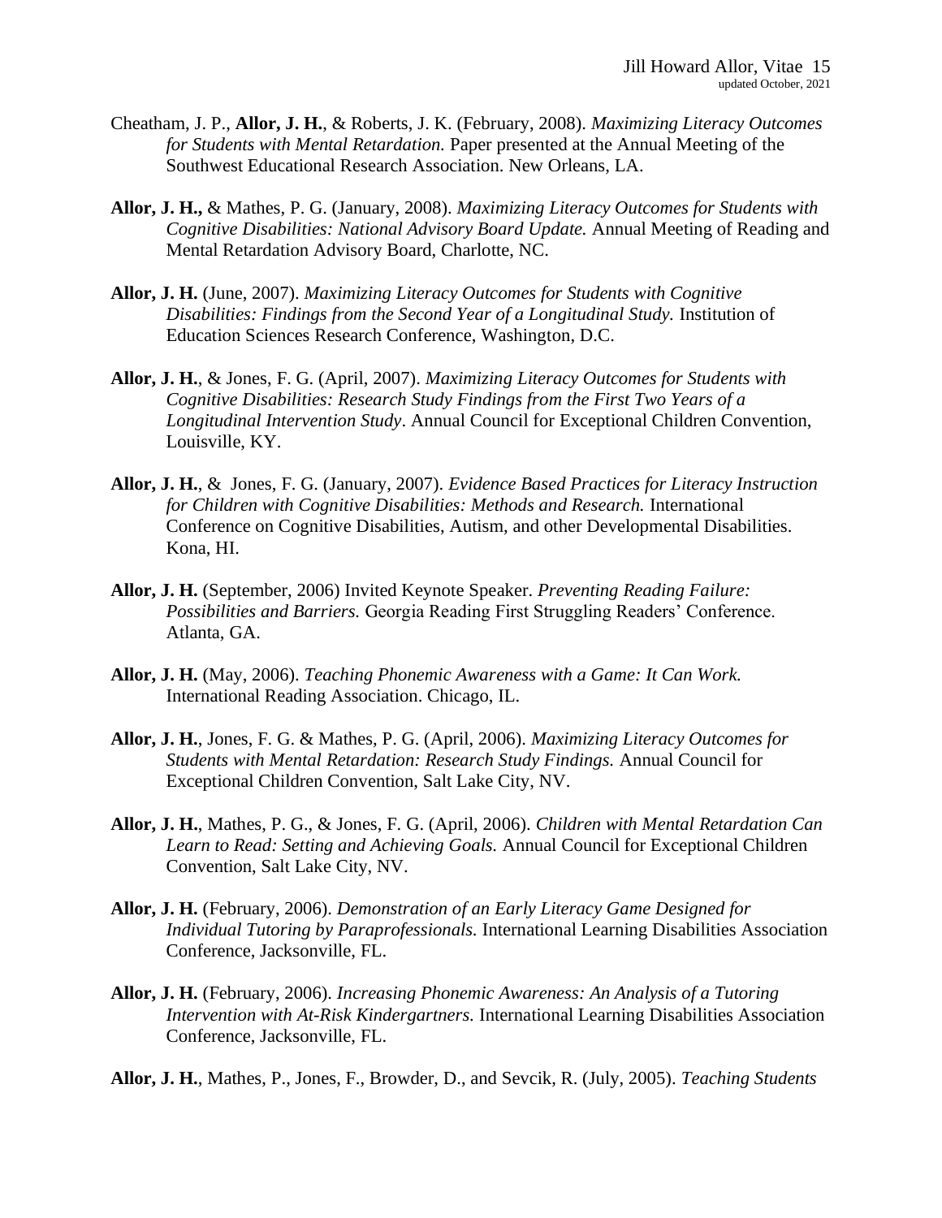Cheatham, J. P., **Allor, J. H.**, & Roberts, J. K. (February, 2008). *Maximizing Literacy Outcomes for Students with Mental Retardation.* Paper presented at the Annual Meeting of the Southwest Educational Research Association. New Orleans, LA.

**Allor, J. H.,** & Mathes, P. G. (January, 2008). *Maximizing Literacy Outcomes for Students with Cognitive Disabilities: National Advisory Board Update.* Annual Meeting of Reading and Mental Retardation Advisory Board, Charlotte, NC.

**Allor, J. H.** (June, 2007). *Maximizing Literacy Outcomes for Students with Cognitive Disabilities: Findings from the Second Year of a Longitudinal Study.* Institution of Education Sciences Research Conference, Washington, D.C.

**Allor, J. H.**, & Jones, F. G. (April, 2007). *Maximizing Literacy Outcomes for Students with Cognitive Disabilities: Research Study Findings from the First Two Years of a Longitudinal Intervention Study*. Annual Council for Exceptional Children Convention, Louisville, KY.

**Allor, J. H.**, & Jones, F. G. (January, 2007). *Evidence Based Practices for Literacy Instruction for Children with Cognitive Disabilities: Methods and Research.* International Conference on Cognitive Disabilities, Autism, and other Developmental Disabilities. Kona, HI.

**Allor, J. H.** (September, 2006) Invited Keynote Speaker. *Preventing Reading Failure: Possibilities and Barriers.* Georgia Reading First Struggling Readers' Conference. Atlanta, GA.

**Allor, J. H.** (May, 2006). *Teaching Phonemic Awareness with a Game: It Can Work.* International Reading Association. Chicago, IL.

**Allor, J. H.**, Jones, F. G. & Mathes, P. G. (April, 2006). *Maximizing Literacy Outcomes for Students with Mental Retardation: Research Study Findings.* Annual Council for Exceptional Children Convention, Salt Lake City, NV.

**Allor, J. H.**, Mathes, P. G., & Jones, F. G. (April, 2006). *Children with Mental Retardation Can Learn to Read: Setting and Achieving Goals.* Annual Council for Exceptional Children Convention, Salt Lake City, NV.

**Allor, J. H.** (February, 2006). *Demonstration of an Early Literacy Game Designed for Individual Tutoring by Paraprofessionals.* International Learning Disabilities Association Conference, Jacksonville, FL.

**Allor, J. H.** (February, 2006). *Increasing Phonemic Awareness: An Analysis of a Tutoring Intervention with At-Risk Kindergartners.* International Learning Disabilities Association Conference, Jacksonville, FL.

**Allor, J. H.**, Mathes, P., Jones, F., Browder, D., and Sevcik, R. (July, 2005). *Teaching Students*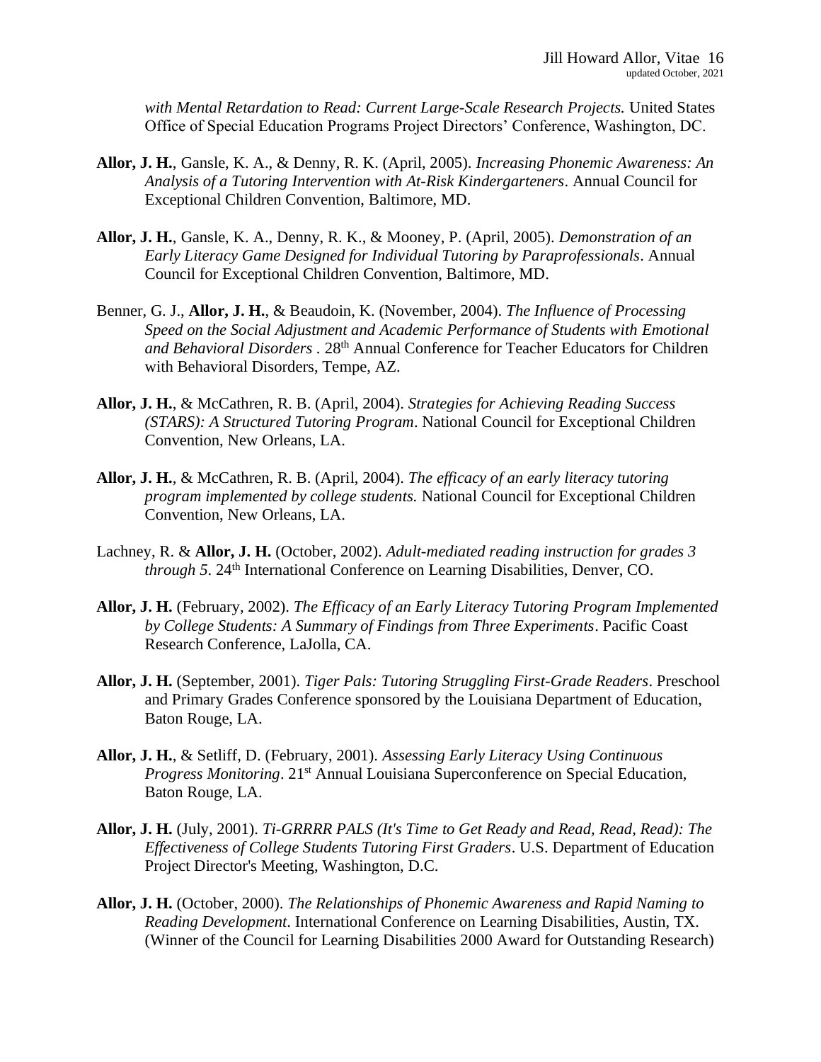*with Mental Retardation to Read: Current Large-Scale Research Projects.* United States Office of Special Education Programs Project Directors' Conference, Washington, DC.

**Allor, J. H.**, Gansle, K. A., & Denny, R. K. (April, 2005). *Increasing Phonemic Awareness: An Analysis of a Tutoring Intervention with At-Risk Kindergarteners*. Annual Council for Exceptional Children Convention, Baltimore, MD.

**Allor, J. H.**, Gansle, K. A., Denny, R. K., & Mooney, P. (April, 2005). *Demonstration of an Early Literacy Game Designed for Individual Tutoring by Paraprofessionals*. Annual Council for Exceptional Children Convention, Baltimore, MD.

Benner, G. J., **Allor, J. H.**, & Beaudoin, K. (November, 2004). *The Influence of Processing Speed on the Social Adjustment and Academic Performance of Students with Emotional and Behavioral Disorders* . 28th Annual Conference for Teacher Educators for Children with Behavioral Disorders, Tempe, AZ.

**Allor, J. H.**, & McCathren, R. B. (April, 2004). *Strategies for Achieving Reading Success (STARS): A Structured Tutoring Program*. National Council for Exceptional Children Convention, New Orleans, LA.

**Allor, J. H.**, & McCathren, R. B. (April, 2004). *The efficacy of an early literacy tutoring program implemented by college students.* National Council for Exceptional Children Convention, New Orleans, LA.

Lachney, R. & **Allor, J. H.** (October, 2002). *Adult-mediated reading instruction for grades 3 through 5*. 24th International Conference on Learning Disabilities, Denver, CO.

**Allor, J. H.** (February, 2002). *The Efficacy of an Early Literacy Tutoring Program Implemented by College Students: A Summary of Findings from Three Experiments*. Pacific Coast Research Conference, LaJolla, CA.

**Allor, J. H.** (September, 2001). *Tiger Pals: Tutoring Struggling First-Grade Readers*. Preschool and Primary Grades Conference sponsored by the Louisiana Department of Education, Baton Rouge, LA.

**Allor, J. H.**, & Setliff, D. (February, 2001). *Assessing Early Literacy Using Continuous Progress Monitoring*. 21st Annual Louisiana Superconference on Special Education, Baton Rouge, LA.

**Allor, J. H.** (July, 2001). *Ti-GRRRR PALS (It's Time to Get Ready and Read, Read, Read): The Effectiveness of College Students Tutoring First Graders*. U.S. Department of Education Project Director's Meeting, Washington, D.C.

**Allor, J. H.** (October, 2000). *The Relationships of Phonemic Awareness and Rapid Naming to Reading Development*. International Conference on Learning Disabilities, Austin, TX. (Winner of the Council for Learning Disabilities 2000 Award for Outstanding Research)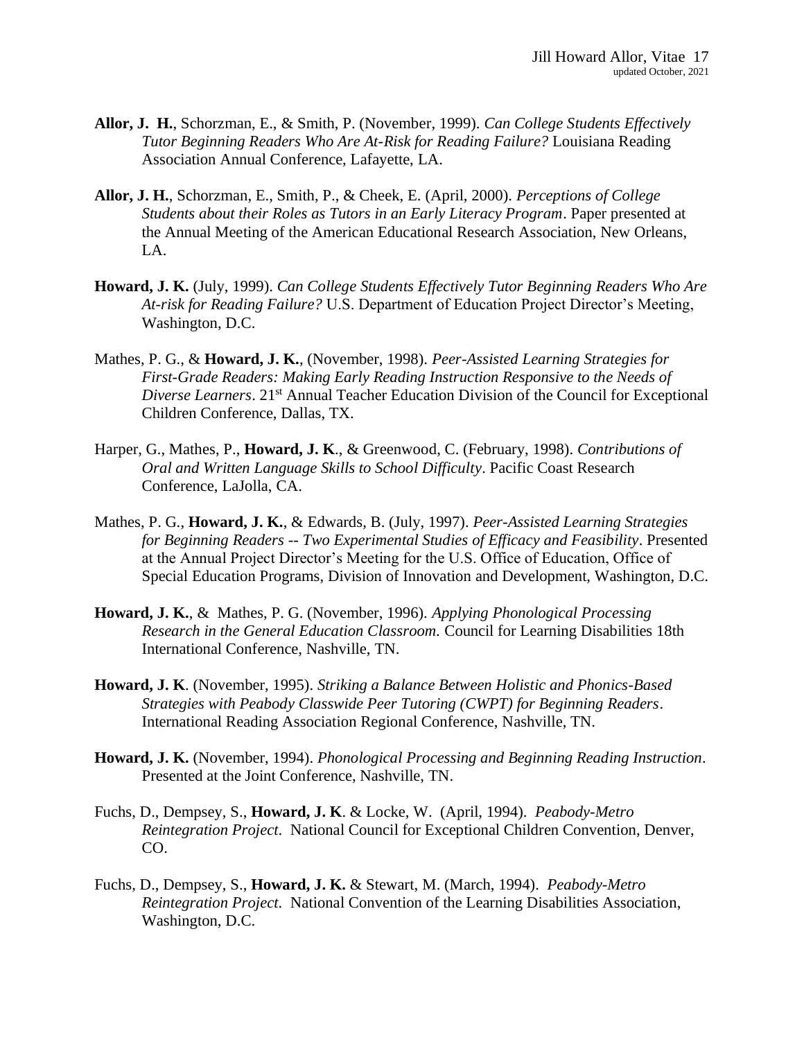**Allor, J. H.**, Schorzman, E., & Smith, P. (November, 1999). *Can College Students Effectively Tutor Beginning Readers Who Are At-Risk for Reading Failure?* Louisiana Reading Association Annual Conference, Lafayette, LA.

**Allor, J. H.**, Schorzman, E., Smith, P., & Cheek, E. (April, 2000). *Perceptions of College Students about their Roles as Tutors in an Early Literacy Program*. Paper presented at the Annual Meeting of the American Educational Research Association, New Orleans, LA.

**Howard, J. K.** (July, 1999). *Can College Students Effectively Tutor Beginning Readers Who Are At-risk for Reading Failure?* U.S. Department of Education Project Director's Meeting, Washington, D.C.

Mathes, P. G., & **Howard, J. K.**, (November, 1998). *Peer-Assisted Learning Strategies for First-Grade Readers: Making Early Reading Instruction Responsive to the Needs of Diverse Learners*. 21st Annual Teacher Education Division of the Council for Exceptional Children Conference, Dallas, TX.

Harper, G., Mathes, P., **Howard, J. K**., & Greenwood, C. (February, 1998). *Contributions of Oral and Written Language Skills to School Difficulty*. Pacific Coast Research Conference, LaJolla, CA.

Mathes, P. G., **Howard, J. K.**, & Edwards, B. (July, 1997). *Peer-Assisted Learning Strategies for Beginning Readers -- Two Experimental Studies of Efficacy and Feasibility*. Presented at the Annual Project Director's Meeting for the U.S. Office of Education, Office of Special Education Programs, Division of Innovation and Development, Washington, D.C.

**Howard, J. K.**, & Mathes, P. G. (November, 1996). *Applying Phonological Processing Research in the General Education Classroom.* Council for Learning Disabilities 18th International Conference, Nashville, TN.

**Howard, J. K**. (November, 1995). *Striking a Balance Between Holistic and Phonics-Based Strategies with Peabody Classwide Peer Tutoring (CWPT) for Beginning Readers*. International Reading Association Regional Conference, Nashville, TN.

**Howard, J. K.** (November, 1994). *Phonological Processing and Beginning Reading Instruction*. Presented at the Joint Conference, Nashville, TN.

Fuchs, D., Dempsey, S., **Howard, J. K**. & Locke, W. (April, 1994). *Peabody-Metro Reintegration Project*. National Council for Exceptional Children Convention, Denver, CO.

Fuchs, D., Dempsey, S., **Howard, J. K.** & Stewart, M. (March, 1994). *Peabody-Metro Reintegration Project*. National Convention of the Learning Disabilities Association, Washington, D.C.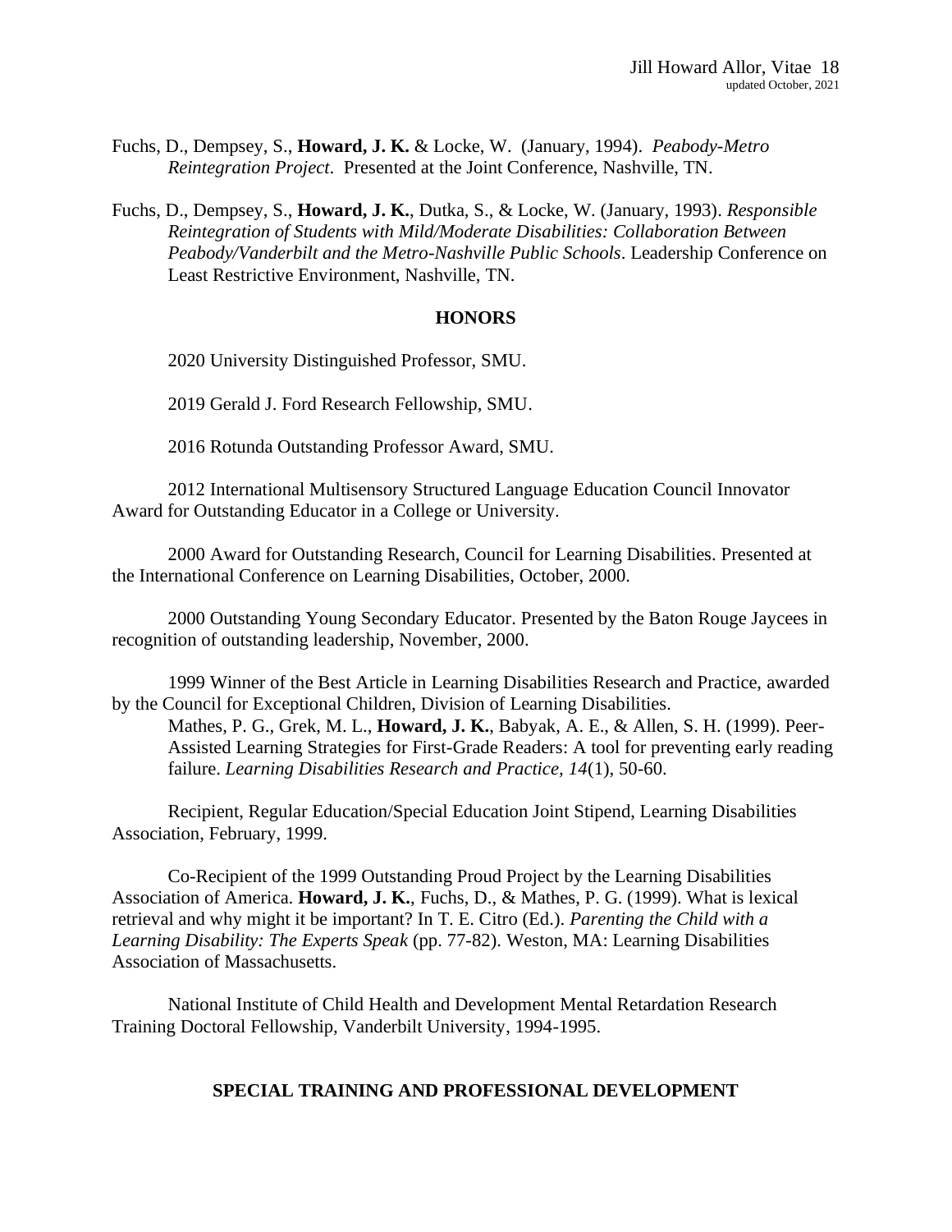Fuchs, D., Dempsey, S., **Howard, J. K.** & Locke, W. (January, 1994). *Peabody-Metro Reintegration Project*. Presented at the Joint Conference, Nashville, TN.

Fuchs, D., Dempsey, S., **Howard, J. K.**, Dutka, S., & Locke, W. (January, 1993). *Responsible Reintegration of Students with Mild/Moderate Disabilities: Collaboration Between Peabody/Vanderbilt and the Metro-Nashville Public Schools*. Leadership Conference on Least Restrictive Environment, Nashville, TN.

## HONORS

2020 University Distinguished Professor, SMU.

2019 Gerald J. Ford Research Fellowship, SMU.

2016 Rotunda Outstanding Professor Award, SMU.

2012 International Multisensory Structured Language Education Council Innovator Award for Outstanding Educator in a College or University.

2000 Award for Outstanding Research, Council for Learning Disabilities. Presented at the International Conference on Learning Disabilities, October, 2000.

2000 Outstanding Young Secondary Educator. Presented by the Baton Rouge Jaycees in recognition of outstanding leadership, November, 2000.

1999 Winner of the Best Article in Learning Disabilities Research and Practice, awarded by the Council for Exceptional Children, Division of Learning Disabilities.

Mathes, P. G., Grek, M. L., **Howard, J. K.**, Babyak, A. E., & Allen, S. H. (1999). Peer-Assisted Learning Strategies for First-Grade Readers: A tool for preventing early reading failure. *Learning Disabilities Research and Practice, 14*(1), 50-60.

Recipient, Regular Education/Special Education Joint Stipend, Learning Disabilities Association, February, 1999.

Co-Recipient of the 1999 Outstanding Proud Project by the Learning Disabilities Association of America. **Howard, J. K.**, Fuchs, D., & Mathes, P. G. (1999). What is lexical retrieval and why might it be important? In T. E. Citro (Ed.). *Parenting the Child with a Learning Disability: The Experts Speak* (pp. 77-82). Weston, MA: Learning Disabilities Association of Massachusetts.

National Institute of Child Health and Development Mental Retardation Research Training Doctoral Fellowship, Vanderbilt University, 1994-1995.

## SPECIAL TRAINING AND PROFESSIONAL DEVELOPMENT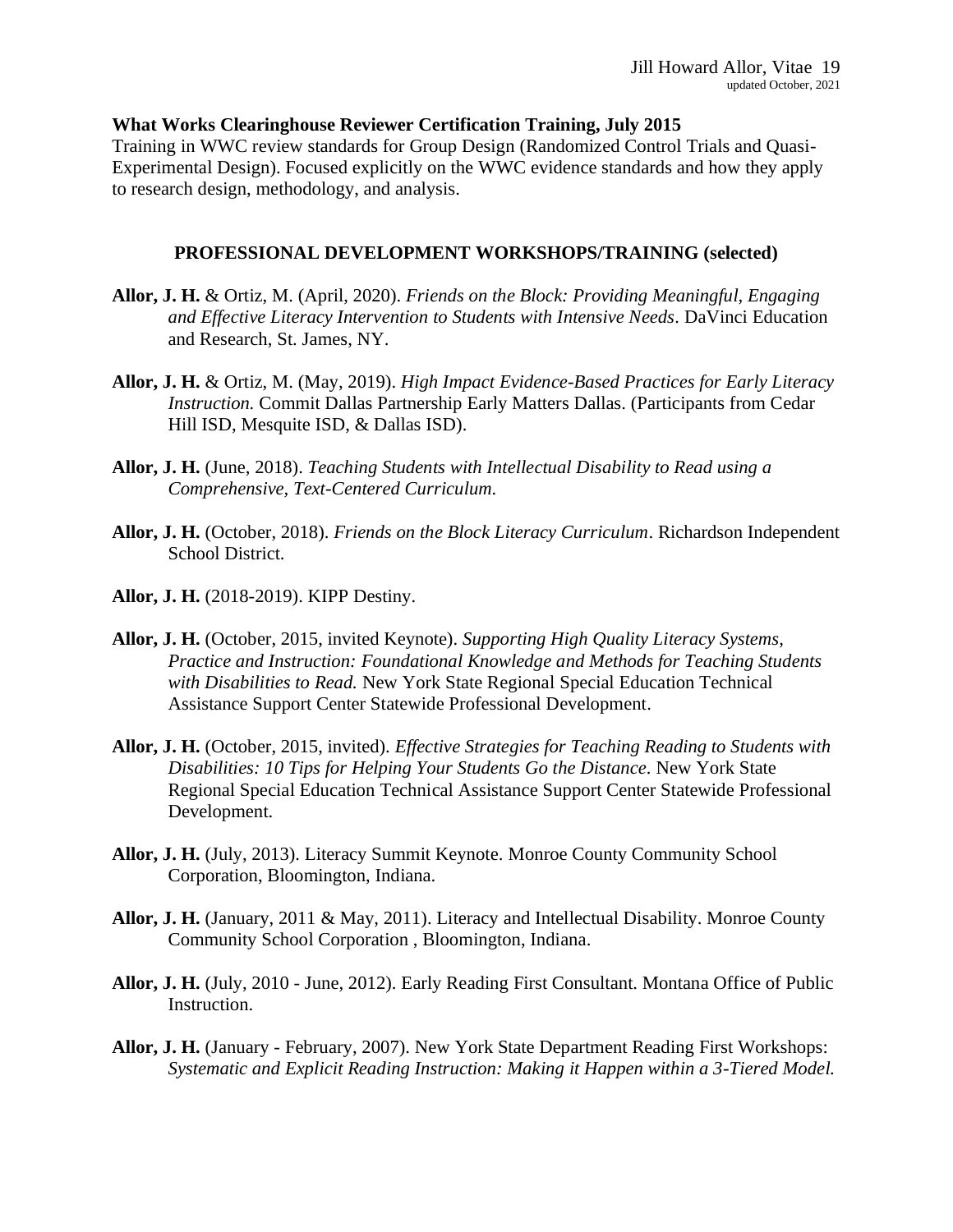**What Works Clearinghouse Reviewer Certification Training, July 2015**
Training in WWC review standards for Group Design (Randomized Control Trials and Quasi-Experimental Design). Focused explicitly on the WWC evidence standards and how they apply to research design, methodology, and analysis.

## PROFESSIONAL DEVELOPMENT WORKSHOPS/TRAINING (selected)

**Allor, J. H.** & Ortiz, M. (April, 2020). *Friends on the Block: Providing Meaningful, Engaging and Effective Literacy Intervention to Students with Intensive Needs*. DaVinci Education and Research, St. James, NY.

**Allor, J. H.** & Ortiz, M. (May, 2019). *High Impact Evidence-Based Practices for Early Literacy Instruction.* Commit Dallas Partnership Early Matters Dallas. (Participants from Cedar Hill ISD, Mesquite ISD, & Dallas ISD).

**Allor, J. H.** (June, 2018). *Teaching Students with Intellectual Disability to Read using a Comprehensive, Text-Centered Curriculum.*

**Allor, J. H.** (October, 2018). *Friends on the Block Literacy Curriculum*. Richardson Independent School District.

**Allor, J. H.** (2018-2019). KIPP Destiny.

**Allor, J. H.** (October, 2015, invited Keynote). *Supporting High Quality Literacy Systems, Practice and Instruction: Foundational Knowledge and Methods for Teaching Students with Disabilities to Read.* New York State Regional Special Education Technical Assistance Support Center Statewide Professional Development.

**Allor, J. H.** (October, 2015, invited). *Effective Strategies for Teaching Reading to Students with Disabilities: 10 Tips for Helping Your Students Go the Distance*. New York State Regional Special Education Technical Assistance Support Center Statewide Professional Development.

**Allor, J. H.** (July, 2013). Literacy Summit Keynote. Monroe County Community School Corporation, Bloomington, Indiana.

**Allor, J. H.** (January, 2011 & May, 2011). Literacy and Intellectual Disability. Monroe County Community School Corporation , Bloomington, Indiana.

**Allor, J. H.** (July, 2010 - June, 2012). Early Reading First Consultant. Montana Office of Public Instruction.

**Allor, J. H.** (January - February, 2007). New York State Department Reading First Workshops: *Systematic and Explicit Reading Instruction: Making it Happen within a 3-Tiered Model.*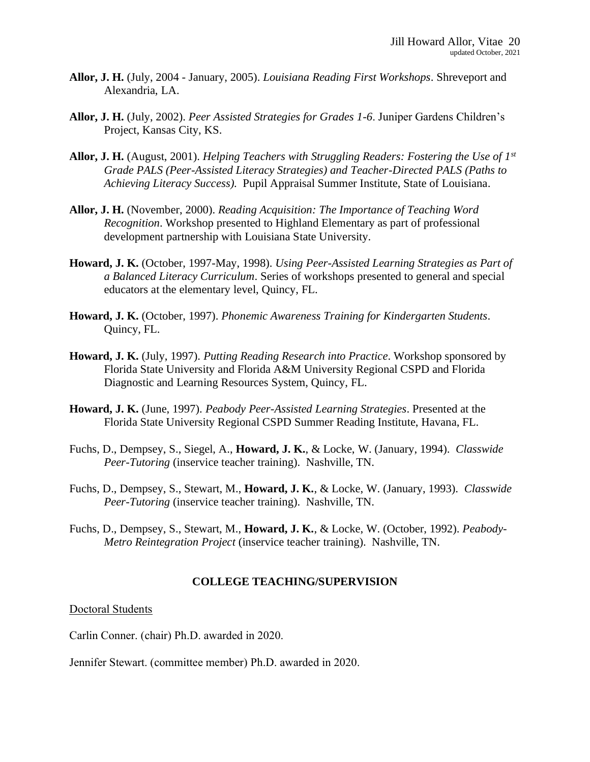**Allor, J. H.** (July, 2004 - January, 2005). *Louisiana Reading First Workshops*. Shreveport and Alexandria, LA.

**Allor, J. H.** (July, 2002). *Peer Assisted Strategies for Grades 1-6*. Juniper Gardens Children's Project, Kansas City, KS.

**Allor, J. H.** (August, 2001). *Helping Teachers with Struggling Readers: Fostering the Use of 1st Grade PALS (Peer-Assisted Literacy Strategies) and Teacher-Directed PALS (Paths to Achieving Literacy Success).* Pupil Appraisal Summer Institute, State of Louisiana.

**Allor, J. H.** (November, 2000). *Reading Acquisition: The Importance of Teaching Word Recognition*. Workshop presented to Highland Elementary as part of professional development partnership with Louisiana State University.

**Howard, J. K.** (October, 1997-May, 1998). *Using Peer-Assisted Learning Strategies as Part of a Balanced Literacy Curriculum*. Series of workshops presented to general and special educators at the elementary level, Quincy, FL.

**Howard, J. K.** (October, 1997). *Phonemic Awareness Training for Kindergarten Students*. Quincy, FL.

**Howard, J. K.** (July, 1997). *Putting Reading Research into Practice*. Workshop sponsored by Florida State University and Florida A&M University Regional CSPD and Florida Diagnostic and Learning Resources System, Quincy, FL.

**Howard, J. K.** (June, 1997). *Peabody Peer-Assisted Learning Strategies*. Presented at the Florida State University Regional CSPD Summer Reading Institute, Havana, FL.

Fuchs, D., Dempsey, S., Siegel, A., **Howard, J. K.**, & Locke, W. (January, 1994). *Classwide Peer-Tutoring* (inservice teacher training). Nashville, TN.

Fuchs, D., Dempsey, S., Stewart, M., **Howard, J. K.**, & Locke, W. (January, 1993). *Classwide Peer-Tutoring* (inservice teacher training). Nashville, TN.

Fuchs, D., Dempsey, S., Stewart, M., **Howard, J. K.**, & Locke, W. (October, 1992). *Peabody-Metro Reintegration Project* (inservice teacher training). Nashville, TN.

## COLLEGE TEACHING/SUPERVISION

Doctoral Students

Carlin Conner. (chair) Ph.D. awarded in 2020.

Jennifer Stewart. (committee member) Ph.D. awarded in 2020.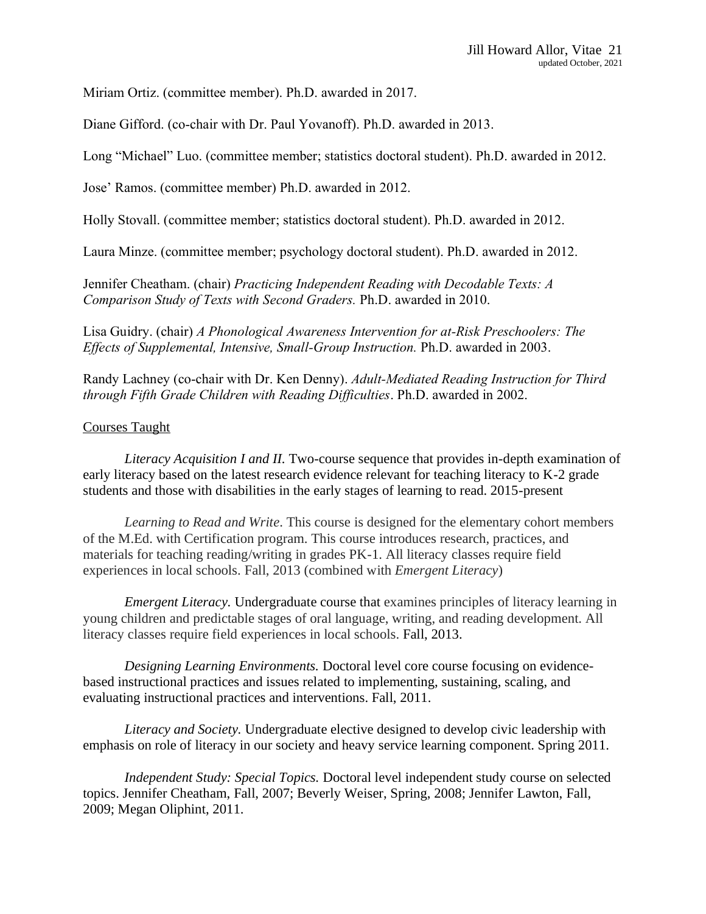Miriam Ortiz. (committee member). Ph.D. awarded in 2017.

Diane Gifford. (co-chair with Dr. Paul Yovanoff). Ph.D. awarded in 2013.

Long "Michael" Luo. (committee member; statistics doctoral student). Ph.D. awarded in 2012.

Jose' Ramos. (committee member) Ph.D. awarded in 2012.

Holly Stovall. (committee member; statistics doctoral student). Ph.D. awarded in 2012.

Laura Minze. (committee member; psychology doctoral student). Ph.D. awarded in 2012.

Jennifer Cheatham. (chair) *Practicing Independent Reading with Decodable Texts: A Comparison Study of Texts with Second Graders.* Ph.D. awarded in 2010.

Lisa Guidry. (chair) *A Phonological Awareness Intervention for at-Risk Preschoolers: The Effects of Supplemental, Intensive, Small-Group Instruction.* Ph.D. awarded in 2003.

Randy Lachney (co-chair with Dr. Ken Denny). *Adult-Mediated Reading Instruction for Third through Fifth Grade Children with Reading Difficulties*. Ph.D. awarded in 2002.

Courses Taught

*Literacy Acquisition I and II.* Two-course sequence that provides in-depth examination of early literacy based on the latest research evidence relevant for teaching literacy to K-2 grade students and those with disabilities in the early stages of learning to read. 2015-present

*Learning to Read and Write*. This course is designed for the elementary cohort members of the M.Ed. with Certification program. This course introduces research, practices, and materials for teaching reading/writing in grades PK-1. All literacy classes require field experiences in local schools. Fall, 2013 (combined with *Emergent Literacy*)

*Emergent Literacy.* Undergraduate course that examines principles of literacy learning in young children and predictable stages of oral language, writing, and reading development. All literacy classes require field experiences in local schools. Fall, 2013.

*Designing Learning Environments.* Doctoral level core course focusing on evidence-based instructional practices and issues related to implementing, sustaining, scaling, and evaluating instructional practices and interventions. Fall, 2011.

*Literacy and Society.* Undergraduate elective designed to develop civic leadership with emphasis on role of literacy in our society and heavy service learning component. Spring 2011.

*Independent Study: Special Topics.* Doctoral level independent study course on selected topics. Jennifer Cheatham, Fall, 2007; Beverly Weiser, Spring, 2008; Jennifer Lawton, Fall, 2009; Megan Oliphint, 2011.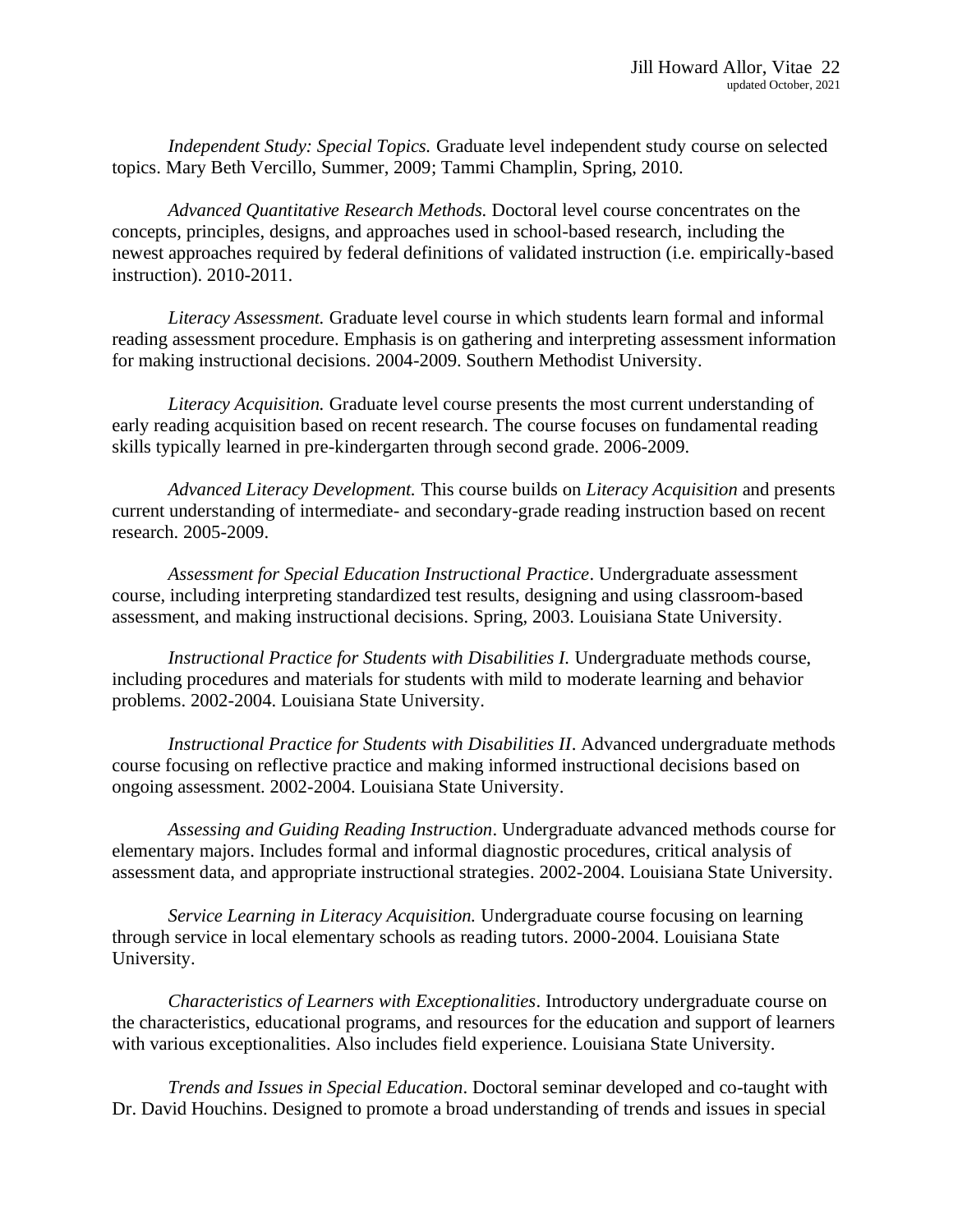*Independent Study: Special Topics.* Graduate level independent study course on selected topics. Mary Beth Vercillo, Summer, 2009; Tammi Champlin, Spring, 2010.

*Advanced Quantitative Research Methods.* Doctoral level course concentrates on the concepts, principles, designs, and approaches used in school-based research, including the newest approaches required by federal definitions of validated instruction (i.e. empirically-based instruction). 2010-2011.

*Literacy Assessment.* Graduate level course in which students learn formal and informal reading assessment procedure. Emphasis is on gathering and interpreting assessment information for making instructional decisions. 2004-2009. Southern Methodist University.

*Literacy Acquisition.* Graduate level course presents the most current understanding of early reading acquisition based on recent research. The course focuses on fundamental reading skills typically learned in pre-kindergarten through second grade. 2006-2009.

*Advanced Literacy Development.* This course builds on *Literacy Acquisition* and presents current understanding of intermediate- and secondary-grade reading instruction based on recent research. 2005-2009.

*Assessment for Special Education Instructional Practice*. Undergraduate assessment course, including interpreting standardized test results, designing and using classroom-based assessment, and making instructional decisions. Spring, 2003. Louisiana State University.

*Instructional Practice for Students with Disabilities I.* Undergraduate methods course, including procedures and materials for students with mild to moderate learning and behavior problems. 2002-2004. Louisiana State University.

*Instructional Practice for Students with Disabilities II*. Advanced undergraduate methods course focusing on reflective practice and making informed instructional decisions based on ongoing assessment. 2002-2004. Louisiana State University.

*Assessing and Guiding Reading Instruction*. Undergraduate advanced methods course for elementary majors. Includes formal and informal diagnostic procedures, critical analysis of assessment data, and appropriate instructional strategies. 2002-2004. Louisiana State University.

*Service Learning in Literacy Acquisition.* Undergraduate course focusing on learning through service in local elementary schools as reading tutors. 2000-2004. Louisiana State University.

*Characteristics of Learners with Exceptionalities*. Introductory undergraduate course on the characteristics, educational programs, and resources for the education and support of learners with various exceptionalities. Also includes field experience. Louisiana State University.

*Trends and Issues in Special Education*. Doctoral seminar developed and co-taught with Dr. David Houchins. Designed to promote a broad understanding of trends and issues in special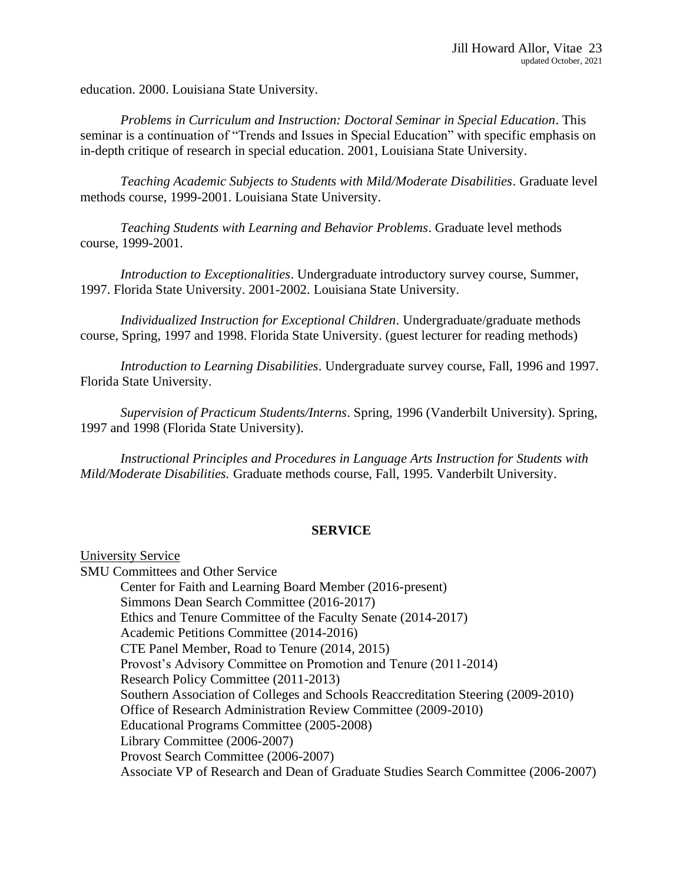education. 2000. Louisiana State University.

*Problems in Curriculum and Instruction: Doctoral Seminar in Special Education*. This seminar is a continuation of "Trends and Issues in Special Education" with specific emphasis on in-depth critique of research in special education. 2001, Louisiana State University.

*Teaching Academic Subjects to Students with Mild/Moderate Disabilities*. Graduate level methods course, 1999-2001. Louisiana State University.

*Teaching Students with Learning and Behavior Problems*. Graduate level methods course, 1999-2001.

*Introduction to Exceptionalities*. Undergraduate introductory survey course, Summer, 1997. Florida State University. 2001-2002. Louisiana State University.

*Individualized Instruction for Exceptional Children*. Undergraduate/graduate methods course, Spring, 1997 and 1998. Florida State University. (guest lecturer for reading methods)

*Introduction to Learning Disabilities*. Undergraduate survey course, Fall, 1996 and 1997. Florida State University.

*Supervision of Practicum Students/Interns*. Spring, 1996 (Vanderbilt University). Spring, 1997 and 1998 (Florida State University).

*Instructional Principles and Procedures in Language Arts Instruction for Students with Mild/Moderate Disabilities.* Graduate methods course, Fall, 1995. Vanderbilt University.

## SERVICE

<u>University Service</u>

SMU Committees and Other Service

- Center for Faith and Learning Board Member (2016-present)
- Simmons Dean Search Committee (2016-2017)
- Ethics and Tenure Committee of the Faculty Senate (2014-2017)
- Academic Petitions Committee (2014-2016)
- CTE Panel Member, Road to Tenure (2014, 2015)
- Provost's Advisory Committee on Promotion and Tenure (2011-2014)
- Research Policy Committee (2011-2013)
- Southern Association of Colleges and Schools Reaccreditation Steering (2009-2010)
- Office of Research Administration Review Committee (2009-2010)
- Educational Programs Committee (2005-2008)
- Library Committee (2006-2007)
- Provost Search Committee (2006-2007)
- Associate VP of Research and Dean of Graduate Studies Search Committee (2006-2007)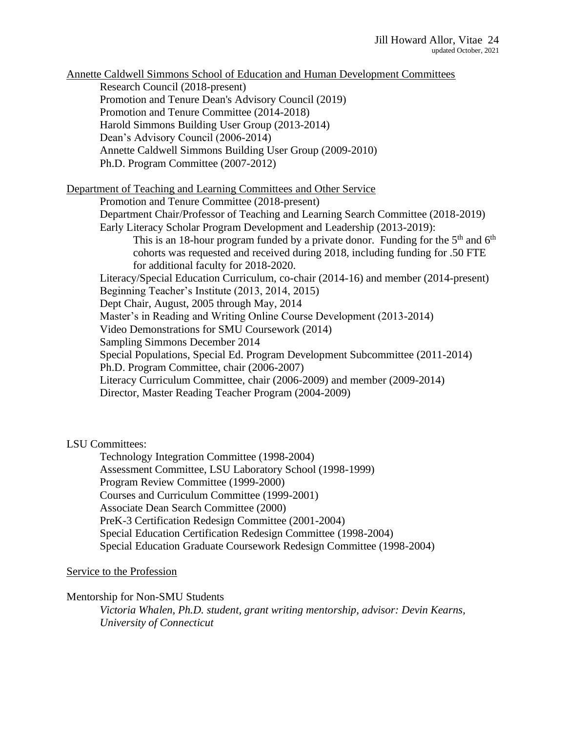Annette Caldwell Simmons School of Education and Human Development Committees

- Research Council (2018-present)
- Promotion and Tenure Dean's Advisory Council (2019)
- Promotion and Tenure Committee (2014-2018)
- Harold Simmons Building User Group (2013-2014)
- Dean's Advisory Council (2006-2014)
- Annette Caldwell Simmons Building User Group (2009-2010)
- Ph.D. Program Committee (2007-2012)

Department of Teaching and Learning Committees and Other Service

- Promotion and Tenure Committee (2018-present)
- Department Chair/Professor of Teaching and Learning Search Committee (2018-2019)
- Early Literacy Scholar Program Development and Leadership (2013-2019):
  - This is an 18-hour program funded by a private donor. Funding for the 5th and 6th cohorts was requested and received during 2018, including funding for .50 FTE for additional faculty for 2018-2020.
- Literacy/Special Education Curriculum, co-chair (2014-16) and member (2014-present)
- Beginning Teacher's Institute (2013, 2014, 2015)
- Dept Chair, August, 2005 through May, 2014
- Master's in Reading and Writing Online Course Development (2013-2014)
- Video Demonstrations for SMU Coursework (2014)
- Sampling Simmons December 2014
- Special Populations, Special Ed. Program Development Subcommittee (2011-2014)
- Ph.D. Program Committee, chair (2006-2007)
- Literacy Curriculum Committee, chair (2006-2009) and member (2009-2014)
- Director, Master Reading Teacher Program (2004-2009)

LSU Committees:

- Technology Integration Committee (1998-2004)
- Assessment Committee, LSU Laboratory School (1998-1999)
- Program Review Committee (1999-2000)
- Courses and Curriculum Committee (1999-2001)
- Associate Dean Search Committee (2000)
- PreK-3 Certification Redesign Committee (2001-2004)
- Special Education Certification Redesign Committee (1998-2004)
- Special Education Graduate Coursework Redesign Committee (1998-2004)

Service to the Profession

Mentorship for Non-SMU Students

*Victoria Whalen, Ph.D. student, grant writing mentorship, advisor: Devin Kearns, University of Connecticut*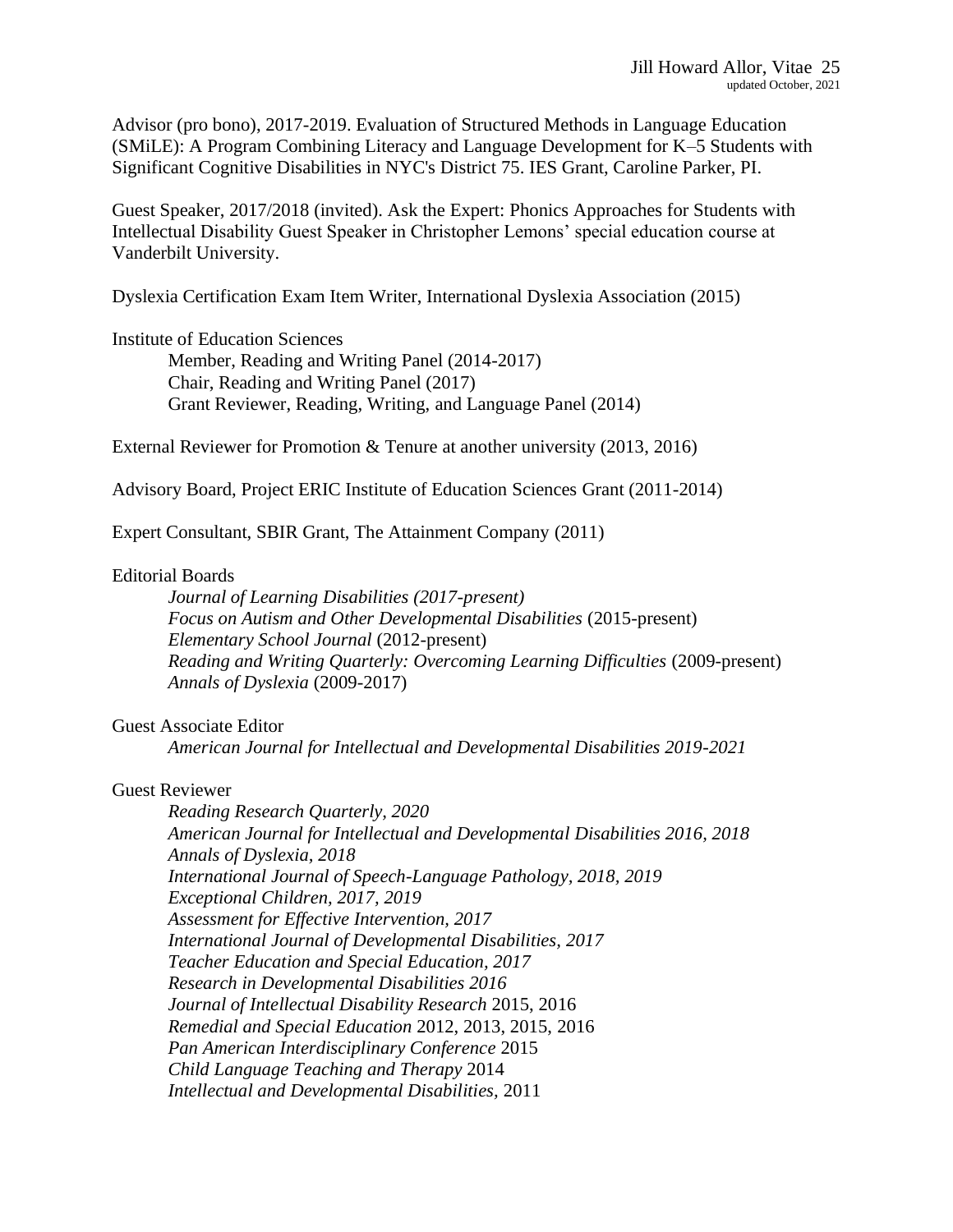Advisor (pro bono), 2017-2019. Evaluation of Structured Methods in Language Education (SMiLE): A Program Combining Literacy and Language Development for K–5 Students with Significant Cognitive Disabilities in NYC's District 75. IES Grant, Caroline Parker, PI.

Guest Speaker, 2017/2018 (invited). Ask the Expert: Phonics Approaches for Students with Intellectual Disability Guest Speaker in Christopher Lemons' special education course at Vanderbilt University.

Dyslexia Certification Exam Item Writer, International Dyslexia Association (2015)

Institute of Education Sciences

- Member, Reading and Writing Panel (2014-2017)
- Chair, Reading and Writing Panel (2017)
- Grant Reviewer, Reading, Writing, and Language Panel (2014)

External Reviewer for Promotion & Tenure at another university (2013, 2016)

Advisory Board, Project ERIC Institute of Education Sciences Grant (2011-2014)

Expert Consultant, SBIR Grant, The Attainment Company (2011)

Editorial Boards

- *Journal of Learning Disabilities (2017-present)*
- *Focus on Autism and Other Developmental Disabilities* (2015-present)
- *Elementary School Journal* (2012-present)
- *Reading and Writing Quarterly: Overcoming Learning Difficulties* (2009-present)
- *Annals of Dyslexia* (2009-2017)

Guest Associate Editor

- *American Journal for Intellectual and Developmental Disabilities 2019-2021*

Guest Reviewer

- *Reading Research Quarterly, 2020*
- *American Journal for Intellectual and Developmental Disabilities 2016, 2018*
- *Annals of Dyslexia, 2018*
- *International Journal of Speech-Language Pathology, 2018, 2019*
- *Exceptional Children, 2017, 2019*
- *Assessment for Effective Intervention, 2017*
- *International Journal of Developmental Disabilities, 2017*
- *Teacher Education and Special Education, 2017*
- *Research in Developmental Disabilities 2016*
- *Journal of Intellectual Disability Research* 2015, 2016
- *Remedial and Special Education* 2012, 2013, 2015, 2016
- *Pan American Interdisciplinary Conference* 2015
- *Child Language Teaching and Therapy* 2014
- *Intellectual and Developmental Disabilities,* 2011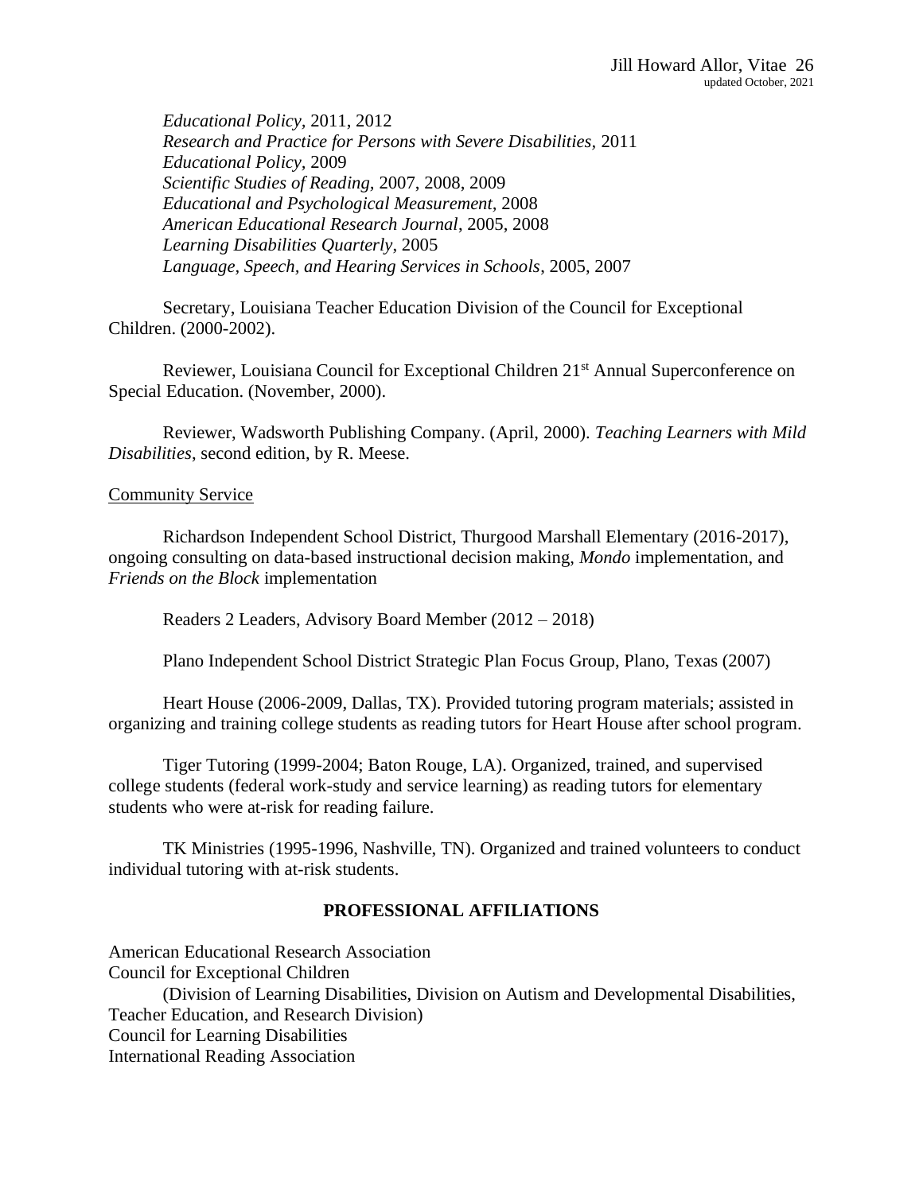*Educational Policy*, 2011, 2012
*Research and Practice for Persons with Severe Disabilities*, 2011
*Educational Policy*, 2009
*Scientific Studies of Reading*, 2007, 2008, 2009
*Educational and Psychological Measurement*, 2008
*American Educational Research Journal*, 2005, 2008
*Learning Disabilities Quarterly*, 2005
*Language, Speech, and Hearing Services in Schools*, 2005, 2007

Secretary, Louisiana Teacher Education Division of the Council for Exceptional Children. (2000-2002).

Reviewer, Louisiana Council for Exceptional Children 21st Annual Superconference on Special Education. (November, 2000).

Reviewer, Wadsworth Publishing Company. (April, 2000). *Teaching Learners with Mild Disabilities*, second edition, by R. Meese.

Community Service

Richardson Independent School District, Thurgood Marshall Elementary (2016-2017), ongoing consulting on data-based instructional decision making, *Mondo* implementation, and *Friends on the Block* implementation

Readers 2 Leaders, Advisory Board Member (2012 – 2018)

Plano Independent School District Strategic Plan Focus Group, Plano, Texas (2007)

Heart House (2006-2009, Dallas, TX). Provided tutoring program materials; assisted in organizing and training college students as reading tutors for Heart House after school program.

Tiger Tutoring (1999-2004; Baton Rouge, LA). Organized, trained, and supervised college students (federal work-study and service learning) as reading tutors for elementary students who were at-risk for reading failure.

TK Ministries (1995-1996, Nashville, TN). Organized and trained volunteers to conduct individual tutoring with at-risk students.

## PROFESSIONAL AFFILIATIONS

American Educational Research Association
Council for Exceptional Children
(Division of Learning Disabilities, Division on Autism and Developmental Disabilities, Teacher Education, and Research Division)
Council for Learning Disabilities
International Reading Association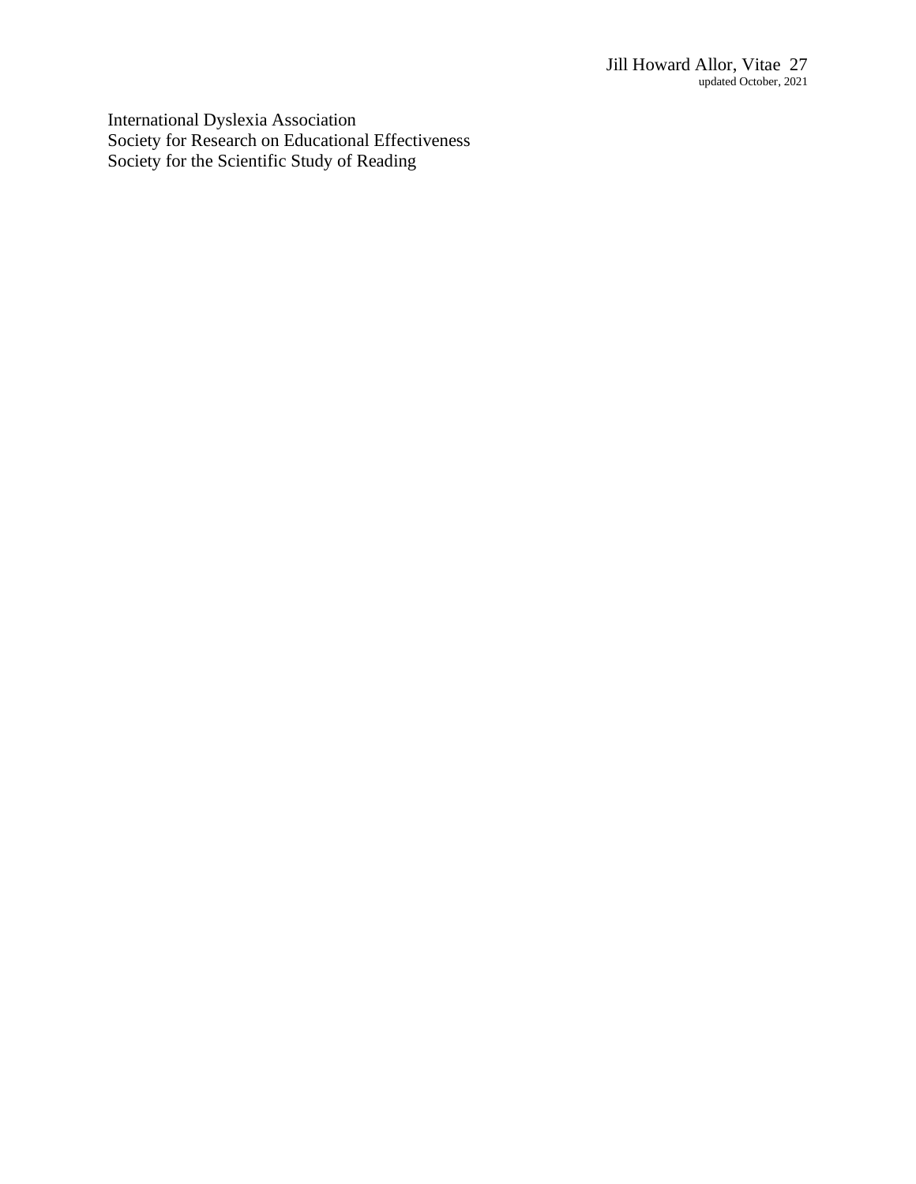International Dyslexia Association
Society for Research on Educational Effectiveness
Society for the Scientific Study of Reading